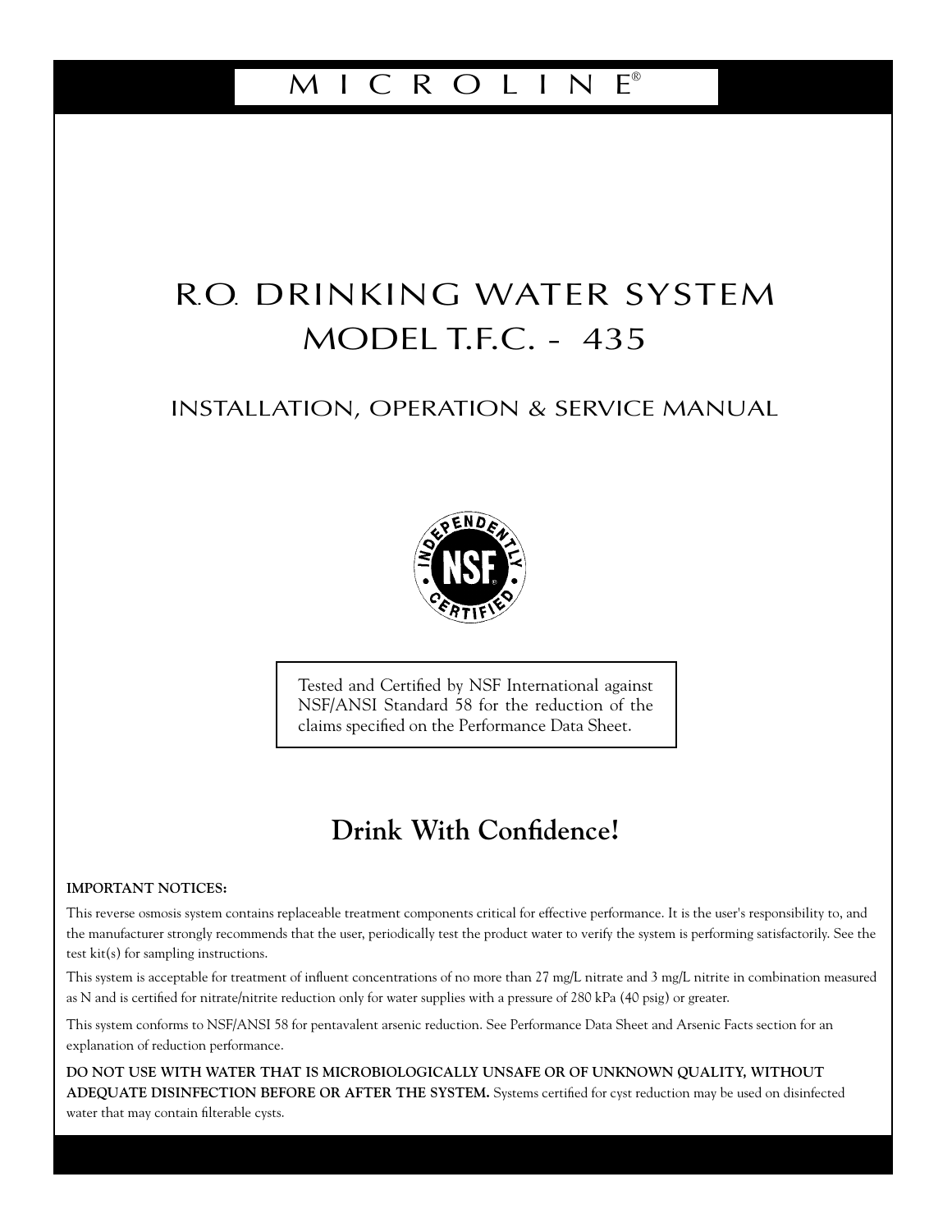# MICROLINE®

# R.O. DRINKING WATER SYSTEM
# MODEL T.F.C. - 435

## INSTALLATION, OPERATION & SERVICE MANUAL

INDEPENDENTLY NSF® CERTIFIED

Tested and Certified by NSF International against NSF/ANSI Standard 58 for the reduction of the claims specified on the Performance Data Sheet.

## Drink With Confidence!

**IMPORTANT NOTICES:**

This reverse osmosis system contains replaceable treatment components critical for effective performance. It is the user's responsibility to, and the manufacturer strongly recommends that the user, periodically test the product water to verify the system is performing satisfactorily. See the test kit(s) for sampling instructions.

This system is acceptable for treatment of influent concentrations of no more than 27 mg/L nitrate and 3 mg/L nitrite in combination measured as N and is certified for nitrate/nitrite reduction only for water supplies with a pressure of 280 kPa (40 psig) or greater.

This system conforms to NSF/ANSI 58 for pentavalent arsenic reduction. See Performance Data Sheet and Arsenic Facts section for an explanation of reduction performance.

**DO NOT USE WITH WATER THAT IS MICROBIOLOGICALLY UNSAFE OR OF UNKNOWN QUALITY, WITHOUT ADEQUATE DISINFECTION BEFORE OR AFTER THE SYSTEM.** Systems certified for cyst reduction may be used on disinfected water that may contain filterable cysts.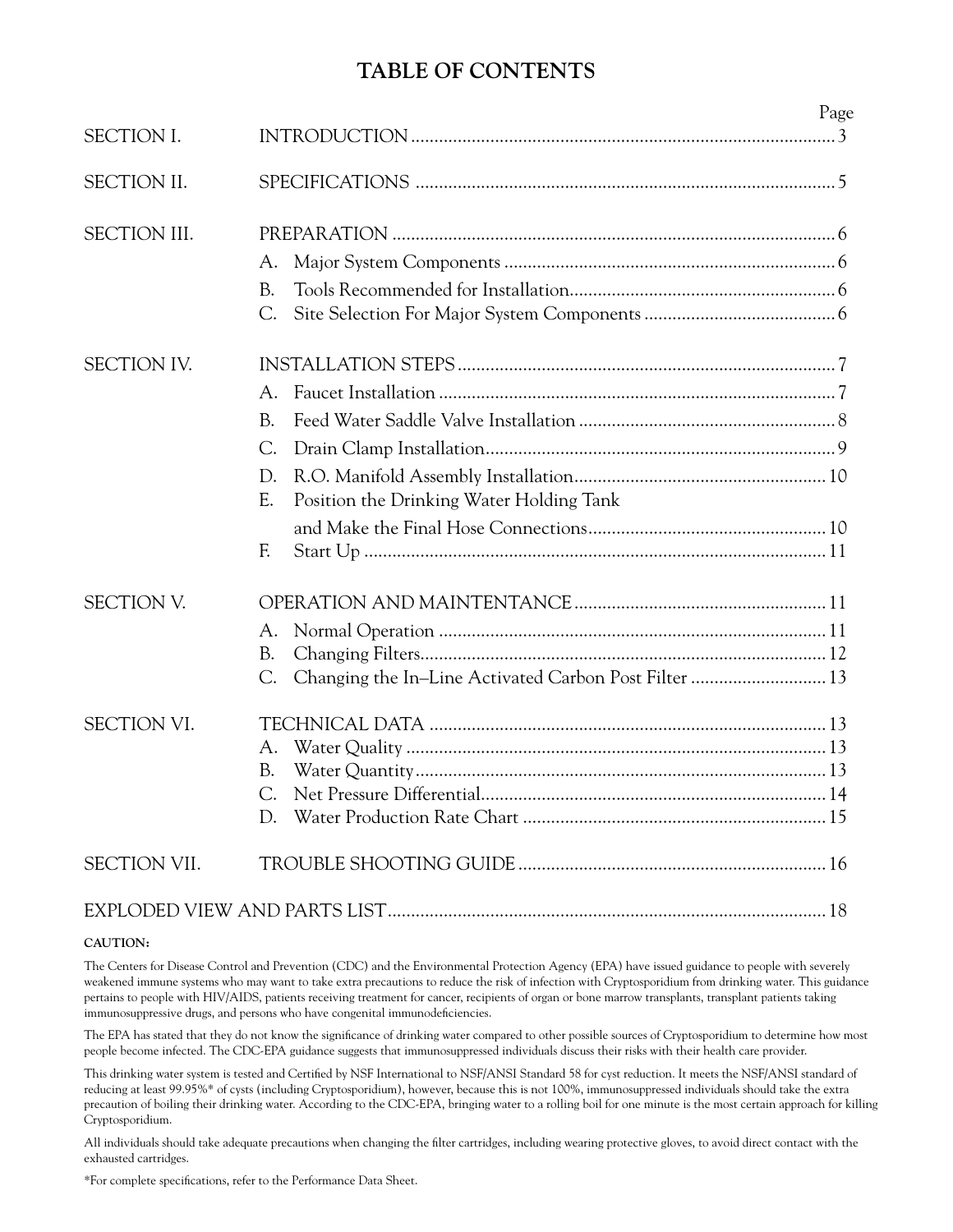# TABLE OF CONTENTS

| | | Page |
|---|---|---|
| SECTION I. | INTRODUCTION | 3 |
| SECTION II. | SPECIFICATIONS | 5 |
| SECTION III. | PREPARATION | 6 |
| | A. Major System Components | 6 |
| | B. Tools Recommended for Installation | 6 |
| | C. Site Selection For Major System Components | 6 |
| SECTION IV. | INSTALLATION STEPS | 7 |
| | A. Faucet Installation | 7 |
| | B. Feed Water Saddle Valve Installation | 8 |
| | C. Drain Clamp Installation | 9 |
| | D. R.O. Manifold Assembly Installation | 10 |
| | E. Position the Drinking Water Holding Tank and Make the Final Hose Connections | 10 |
| | F. Start Up | 11 |
| SECTION V. | OPERATION AND MAINTENTANCE | 11 |
| | A. Normal Operation | 11 |
| | B. Changing Filters | 12 |
| | C. Changing the In–Line Activated Carbon Post Filter | 13 |
| SECTION VI. | TECHNICAL DATA | 13 |
| | A. Water Quality | 13 |
| | B. Water Quantity | 13 |
| | C. Net Pressure Differential | 14 |
| | D. Water Production Rate Chart | 15 |
| SECTION VII. | TROUBLE SHOOTING GUIDE | 16 |
| EXPLODED VIEW AND PARTS LIST | | 18 |

**CAUTION:**

The Centers for Disease Control and Prevention (CDC) and the Environmental Protection Agency (EPA) have issued guidance to people with severely weakened immune systems who may want to take extra precautions to reduce the risk of infection with Cryptosporidium from drinking water. This guidance pertains to people with HIV/AIDS, patients receiving treatment for cancer, recipients of organ or bone marrow transplants, transplant patients taking immunosuppressive drugs, and persons who have congenital immunodeficiencies.

The EPA has stated that they do not know the significance of drinking water compared to other possible sources of Cryptosporidium to determine how most people become infected. The CDC-EPA guidance suggests that immunosuppressed individuals discuss their risks with their health care provider.

This drinking water system is tested and Certified by NSF International to NSF/ANSI Standard 58 for cyst reduction. It meets the NSF/ANSI standard of reducing at least 99.95%* of cysts (including Cryptosporidium), however, because this is not 100%, immunosuppressed individuals should take the extra precaution of boiling their drinking water. According to the CDC-EPA, bringing water to a rolling boil for one minute is the most certain approach for killing Cryptosporidium.

All individuals should take adequate precautions when changing the filter cartridges, including wearing protective gloves, to avoid direct contact with the exhausted cartridges.

*For complete specifications, refer to the Performance Data Sheet.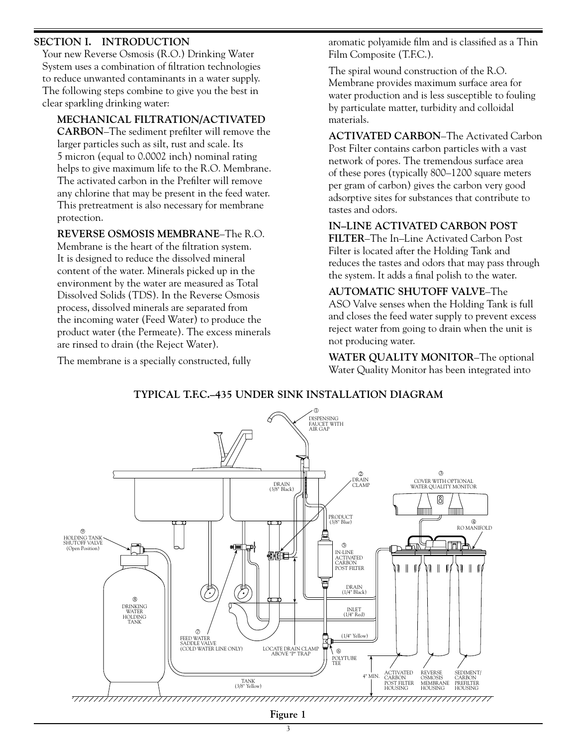## SECTION I. INTRODUCTION

Your new Reverse Osmosis (R.O.) Drinking Water System uses a combination of filtration technologies to reduce unwanted contaminants in a water supply. The following steps combine to give you the best in clear sparkling drinking water:

**MECHANICAL FILTRATION/ACTIVATED CARBON**–The sediment prefilter will remove the larger particles such as silt, rust and scale. Its 5 micron (equal to 0.0002 inch) nominal rating helps to give maximum life to the R.O. Membrane. The activated carbon in the Prefilter will remove any chlorine that may be present in the feed water. This pretreatment is also necessary for membrane protection.

**REVERSE OSMOSIS MEMBRANE**–The R.O. Membrane is the heart of the filtration system. It is designed to reduce the dissolved mineral content of the water. Minerals picked up in the environment by the water are measured as Total Dissolved Solids (TDS). In the Reverse Osmosis process, dissolved minerals are separated from the incoming water (Feed Water) to produce the product water (the Permeate). The excess minerals are rinsed to drain (the Reject Water).

The membrane is a specially constructed, fully aromatic polyamide film and is classified as a Thin Film Composite (T.F.C.).

The spiral wound construction of the R.O. Membrane provides maximum surface area for water production and is less susceptible to fouling by particulate matter, turbidity and colloidal materials.

**ACTIVATED CARBON**–The Activated Carbon Post Filter contains carbon particles with a vast network of pores. The tremendous surface area of these pores (typically 800–1200 square meters per gram of carbon) gives the carbon very good adsorptive sites for substances that contribute to tastes and odors.

**IN–LINE ACTIVATED CARBON POST FILTER**–The In–Line Activated Carbon Post Filter is located after the Holding Tank and reduces the tastes and odors that may pass through the system. It adds a final polish to the water.

**AUTOMATIC SHUTOFF VALVE**–The ASO Valve senses when the Holding Tank is full and closes the feed water supply to prevent excess reject water from going to drain when the unit is not producing water.

**WATER QUALITY MONITOR**–The optional Water Quality Monitor has been integrated into

**TYPICAL T.F.C.–435 UNDER SINK INSTALLATION DIAGRAM**

① DISPENSING FAUCET WITH AIR GAP
② DRAIN CLAMP
③ COVER WITH OPTIONAL WATER QUALITY MONITOR
④ RO MANIFOLD
⑤ IN-LINE ACTIVATED CARBON POST FILTER
⑥ POLYTUBE TEE
⑦ FEED WATER SADDLE VALVE (COLD WATER LINE ONLY)
⑧ DRINKING WATER HOLDING TANK
⑨ HOLDING TANK SHUTOFF VALVE (Open Position)

DRAIN (3/8" Black)
PRODUCT (3/8" Blue)
DRAIN (1/4" Black)
INLET (1/4" Red)
(1/4" Yellow)
TANK (3/8" Yellow)
LOCATE DRAIN CLAMP ABOVE "P" TRAP
4" MIN.
ACTIVATED CARBON POST FILTER HOUSING
REVERSE OSMOSIS MEMBRANE HOUSING
SEDIMENT/CARBON PREFILTER HOUSING

**Figure 1**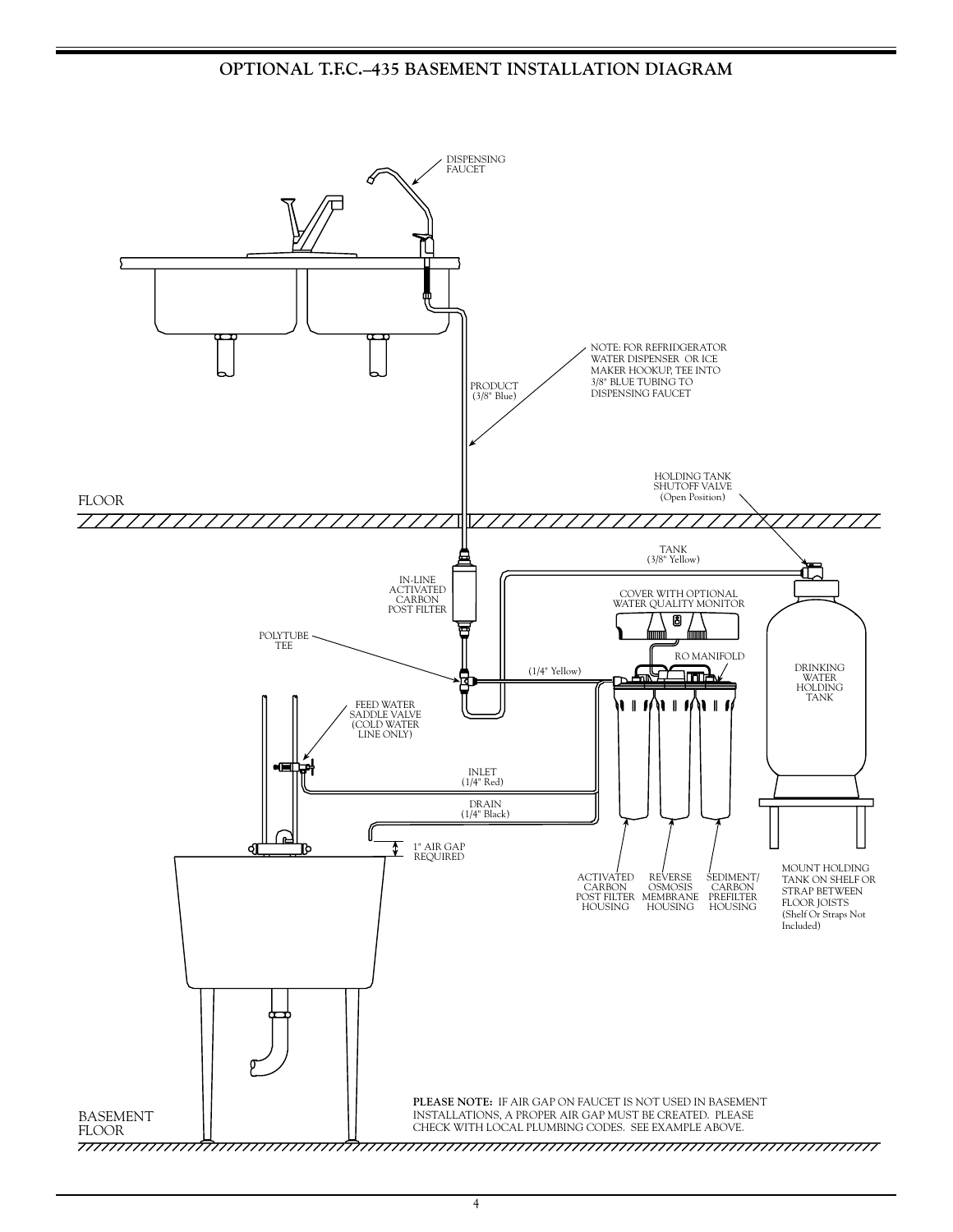# OPTIONAL T.F.C.–435 BASEMENT INSTALLATION DIAGRAM

DISPENSING FAUCET

NOTE: FOR REFRIDGERATOR WATER DISPENSER OR ICE MAKER HOOKUP, TEE INTO 3/8" BLUE TUBING TO DISPENSING FAUCET

PRODUCT (3/8" Blue)

FLOOR

HOLDING TANK SHUTOFF VALVE (Open Position)

TANK (3/8" Yellow)

IN-LINE ACTIVATED CARBON POST FILTER

COVER WITH OPTIONAL WATER QUALITY MONITOR

POLYTUBE TEE

RO MANIFOLD

(1/4" Yellow)

DRINKING WATER HOLDING TANK

FEED WATER SADDLE VALVE (COLD WATER LINE ONLY)

INLET (1/4" Red)

DRAIN (1/4" Black)

1" AIR GAP REQUIRED

ACTIVATED CARBON POST FILTER HOUSING

REVERSE OSMOSIS MEMBRANE HOUSING

SEDIMENT/ CARBON PREFILTER HOUSING

MOUNT HOLDING TANK ON SHELF OR STRAP BETWEEN FLOOR JOISTS (Shelf Or Straps Not Included)

**PLEASE NOTE:** IF AIR GAP ON FAUCET IS NOT USED IN BASEMENT INSTALLATIONS, A PROPER AIR GAP MUST BE CREATED. PLEASE CHECK WITH LOCAL PLUMBING CODES. SEE EXAMPLE ABOVE.

BASEMENT FLOOR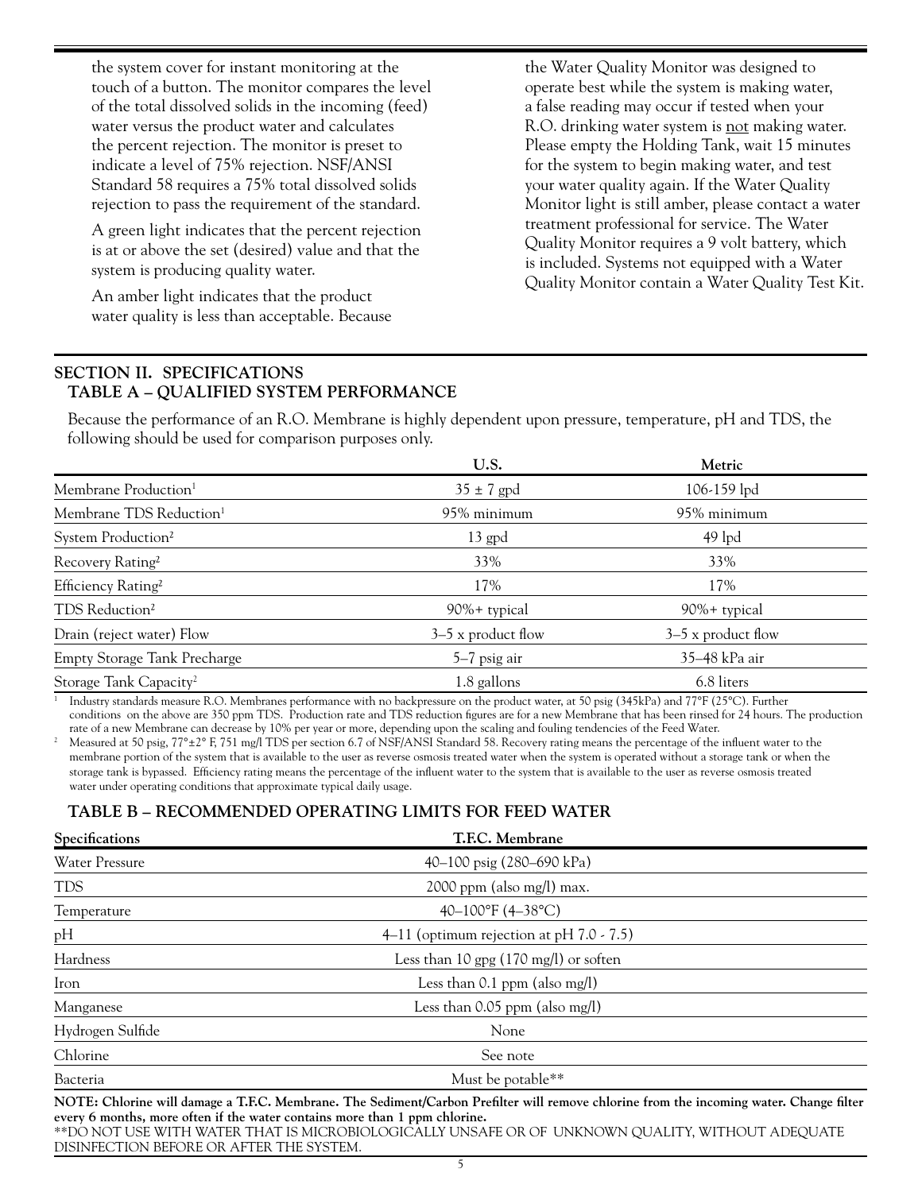the system cover for instant monitoring at the touch of a button. The monitor compares the level of the total dissolved solids in the incoming (feed) water versus the product water and calculates the percent rejection. The monitor is preset to indicate a level of 75% rejection. NSF/ANSI Standard 58 requires a 75% total dissolved solids rejection to pass the requirement of the standard.

A green light indicates that the percent rejection is at or above the set (desired) value and that the system is producing quality water.

An amber light indicates that the product water quality is less than acceptable. Because the Water Quality Monitor was designed to operate best while the system is making water, a false reading may occur if tested when your R.O. drinking water system is not making water. Please empty the Holding Tank, wait 15 minutes for the system to begin making water, and test your water quality again. If the Water Quality Monitor light is still amber, please contact a water treatment professional for service. The Water Quality Monitor requires a 9 volt battery, which is included. Systems not equipped with a Water Quality Monitor contain a Water Quality Test Kit.

## SECTION II. SPECIFICATIONS

### TABLE A – QUALIFIED SYSTEM PERFORMANCE

Because the performance of an R.O. Membrane is highly dependent upon pressure, temperature, pH and TDS, the following should be used for comparison purposes only.

| | U.S. | Metric |
|---|---|---|
| Membrane Production[1] | 35 ± 7 gpd | 106-159 lpd |
| Membrane TDS Reduction[1] | 95% minimum | 95% minimum |
| System Production[2] | 13 gpd | 49 lpd |
| Recovery Rating[2] | 33% | 33% |
| Efficiency Rating[2] | 17% | 17% |
| TDS Reduction[2] | 90%+ typical | 90%+ typical |
| Drain (reject water) Flow | 3–5 x product flow | 3–5 x product flow |
| Empty Storage Tank Precharge | 5–7 psig air | 35–48 kPa air |
| Storage Tank Capacity[2] | 1.8 gallons | 6.8 liters |

[1] Industry standards measure R.O. Membranes performance with no backpressure on the product water, at 50 psig (345kPa) and 77°F (25°C). Further conditions on the above are 350 ppm TDS. Production rate and TDS reduction figures are for a new Membrane that has been rinsed for 24 hours. The production rate of a new Membrane can decrease by 10% per year or more, depending upon the scaling and fouling tendencies of the Feed Water.

[2] Measured at 50 psig, 77°±2° F, 751 mg/l TDS per section 6.7 of NSF/ANSI Standard 58. Recovery rating means the percentage of the influent water to the membrane portion of the system that is available to the user as reverse osmosis treated water when the system is operated without a storage tank or when the storage tank is bypassed. Efficiency rating means the percentage of the influent water to the system that is available to the user as reverse osmosis treated water under operating conditions that approximate typical daily usage.

### TABLE B – RECOMMENDED OPERATING LIMITS FOR FEED WATER

| Specifications | T.F.C. Membrane |
|---|---|
| Water Pressure | 40–100 psig (280–690 kPa) |
| TDS | 2000 ppm (also mg/l) max. |
| Temperature | 40–100°F (4–38°C) |
| pH | 4–11 (optimum rejection at pH 7.0 - 7.5) |
| Hardness | Less than 10 gpg (170 mg/l) or soften |
| Iron | Less than 0.1 ppm (also mg/l) |
| Manganese | Less than 0.05 ppm (also mg/l) |
| Hydrogen Sulfide | None |
| Chlorine | See note |
| Bacteria | Must be potable** |

**NOTE: Chlorine will damage a T.F.C. Membrane. The Sediment/Carbon Prefilter will remove chlorine from the incoming water. Change filter every 6 months, more often if the water contains more than 1 ppm chlorine.**

**DO NOT USE WITH WATER THAT IS MICROBIOLOGICALLY UNSAFE OR OF UNKNOWN QUALITY, WITHOUT ADEQUATE DISINFECTION BEFORE OR AFTER THE SYSTEM.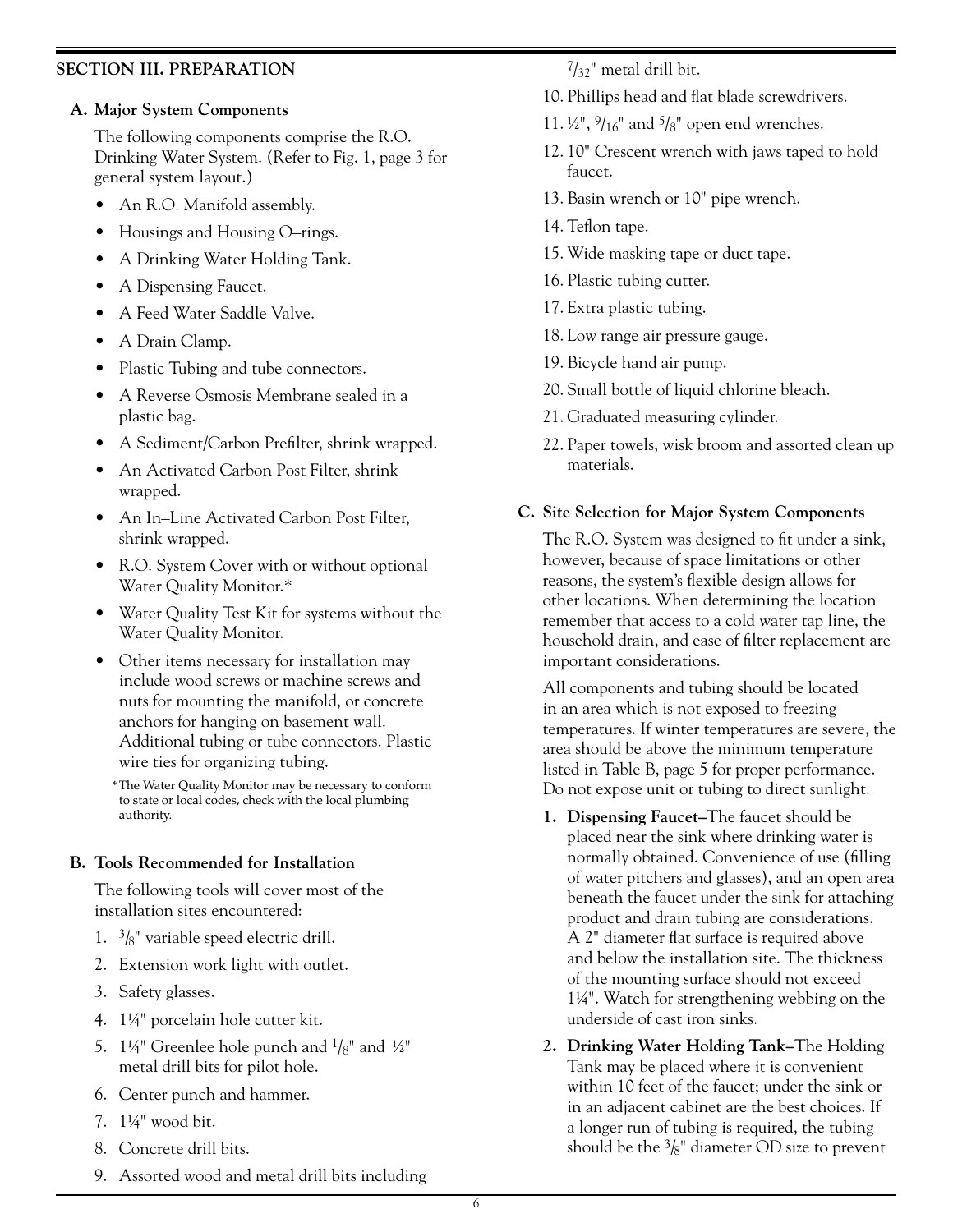## SECTION III. PREPARATION

### A. Major System Components

The following components comprise the R.O. Drinking Water System. (Refer to Fig. 1, page 3 for general system layout.)

- An R.O. Manifold assembly.
- Housings and Housing O–rings.
- A Drinking Water Holding Tank.
- A Dispensing Faucet.
- A Feed Water Saddle Valve.
- A Drain Clamp.
- Plastic Tubing and tube connectors.
- A Reverse Osmosis Membrane sealed in a plastic bag.
- A Sediment/Carbon Prefilter, shrink wrapped.
- An Activated Carbon Post Filter, shrink wrapped.
- An In–Line Activated Carbon Post Filter, shrink wrapped.
- R.O. System Cover with or without optional Water Quality Monitor.*
- Water Quality Test Kit for systems without the Water Quality Monitor.
- Other items necessary for installation may include wood screws or machine screws and nuts for mounting the manifold, or concrete anchors for hanging on basement wall. Additional tubing or tube connectors. Plastic wire ties for organizing tubing.

\* The Water Quality Monitor may be necessary to conform to state or local codes, check with the local plumbing authority.

### B. Tools Recommended for Installation

The following tools will cover most of the installation sites encountered:

1. 3/8" variable speed electric drill.
2. Extension work light with outlet.
3. Safety glasses.
4. 1¼" porcelain hole cutter kit.
5. 1¼" Greenlee hole punch and 1/8" and ½" metal drill bits for pilot hole.
6. Center punch and hammer.
7. 1¼" wood bit.
8. Concrete drill bits.
9. Assorted wood and metal drill bits including 7/32" metal drill bit.
10. Phillips head and flat blade screwdrivers.
11. ½", 9/16" and 5/8" open end wrenches.
12. 10" Crescent wrench with jaws taped to hold faucet.
13. Basin wrench or 10" pipe wrench.
14. Teflon tape.
15. Wide masking tape or duct tape.
16. Plastic tubing cutter.
17. Extra plastic tubing.
18. Low range air pressure gauge.
19. Bicycle hand air pump.
20. Small bottle of liquid chlorine bleach.
21. Graduated measuring cylinder.
22. Paper towels, wisk broom and assorted clean up materials.

### C. Site Selection for Major System Components

The R.O. System was designed to fit under a sink, however, because of space limitations or other reasons, the system's flexible design allows for other locations. When determining the location remember that access to a cold water tap line, the household drain, and ease of filter replacement are important considerations.

All components and tubing should be located in an area which is not exposed to freezing temperatures. If winter temperatures are severe, the area should be above the minimum temperature listed in Table B, page 5 for proper performance. Do not expose unit or tubing to direct sunlight.

1. **Dispensing Faucet–**The faucet should be placed near the sink where drinking water is normally obtained. Convenience of use (filling of water pitchers and glasses), and an open area beneath the faucet under the sink for attaching product and drain tubing are considerations. A 2" diameter flat surface is required above and below the installation site. The thickness of the mounting surface should not exceed 1¼". Watch for strengthening webbing on the underside of cast iron sinks.
2. **Drinking Water Holding Tank–**The Holding Tank may be placed where it is convenient within 10 feet of the faucet; under the sink or in an adjacent cabinet are the best choices. If a longer run of tubing is required, the tubing should be the 3/8" diameter OD size to prevent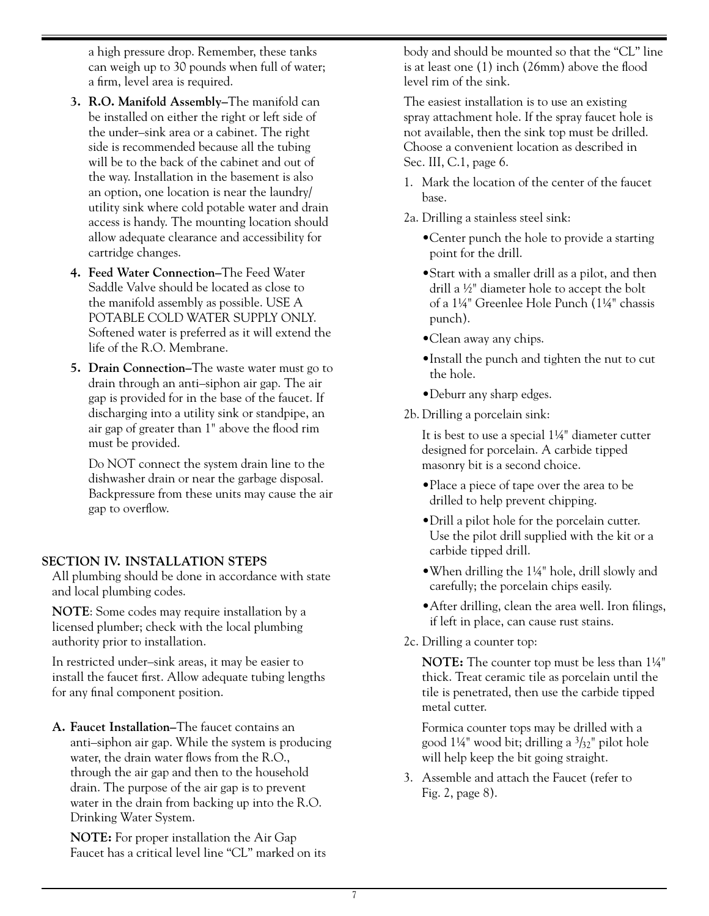a high pressure drop. Remember, these tanks can weigh up to 30 pounds when full of water; a firm, level area is required.

3. **R.O. Manifold Assembly–**The manifold can be installed on either the right or left side of the under–sink area or a cabinet. The right side is recommended because all the tubing will be to the back of the cabinet and out of the way. Installation in the basement is also an option, one location is near the laundry/utility sink where cold potable water and drain access is handy. The mounting location should allow adequate clearance and accessibility for cartridge changes.
4. **Feed Water Connection–**The Feed Water Saddle Valve should be located as close to the manifold assembly as possible. USE A POTABLE COLD WATER SUPPLY ONLY. Softened water is preferred as it will extend the life of the R.O. Membrane.
5. **Drain Connection–**The waste water must go to drain through an anti–siphon air gap. The air gap is provided for in the base of the faucet. If discharging into a utility sink or standpipe, an air gap of greater than 1" above the flood rim must be provided.

   Do NOT connect the system drain line to the dishwasher drain or near the garbage disposal. Backpressure from these units may cause the air gap to overflow.

## SECTION IV. INSTALLATION STEPS

All plumbing should be done in accordance with state and local plumbing codes.

**NOTE**: Some codes may require installation by a licensed plumber; check with the local plumbing authority prior to installation.

In restricted under–sink areas, it may be easier to install the faucet first. Allow adequate tubing lengths for any final component position.

**A. Faucet Installation–**The faucet contains an anti–siphon air gap. While the system is producing water, the drain water flows from the R.O., through the air gap and then to the household drain. The purpose of the air gap is to prevent water in the drain from backing up into the R.O. Drinking Water System.

**NOTE:** For proper installation the Air Gap Faucet has a critical level line "CL" marked on its body and should be mounted so that the "CL" line is at least one (1) inch (26mm) above the flood level rim of the sink.

The easiest installation is to use an existing spray attachment hole. If the spray faucet hole is not available, then the sink top must be drilled. Choose a convenient location as described in Sec. III, C.1, page 6.

1. Mark the location of the center of the faucet base.

2a. Drilling a stainless steel sink:

- Center punch the hole to provide a starting point for the drill.
- Start with a smaller drill as a pilot, and then drill a ½" diameter hole to accept the bolt of a 1¼" Greenlee Hole Punch (1¼" chassis punch).
- Clean away any chips.
- Install the punch and tighten the nut to cut the hole.
- Deburr any sharp edges.

2b. Drilling a porcelain sink:

It is best to use a special 1¼" diameter cutter designed for porcelain. A carbide tipped masonry bit is a second choice.

- Place a piece of tape over the area to be drilled to help prevent chipping.
- Drill a pilot hole for the porcelain cutter. Use the pilot drill supplied with the kit or a carbide tipped drill.
- When drilling the 1¼" hole, drill slowly and carefully; the porcelain chips easily.
- After drilling, clean the area well. Iron filings, if left in place, can cause rust stains.

2c. Drilling a counter top:

**NOTE:** The counter top must be less than 1¼" thick. Treat ceramic tile as porcelain until the tile is penetrated, then use the carbide tipped metal cutter.

Formica counter tops may be drilled with a good 1¼" wood bit; drilling a 3/32" pilot hole will help keep the bit going straight.

3. Assemble and attach the Faucet (refer to Fig. 2, page 8).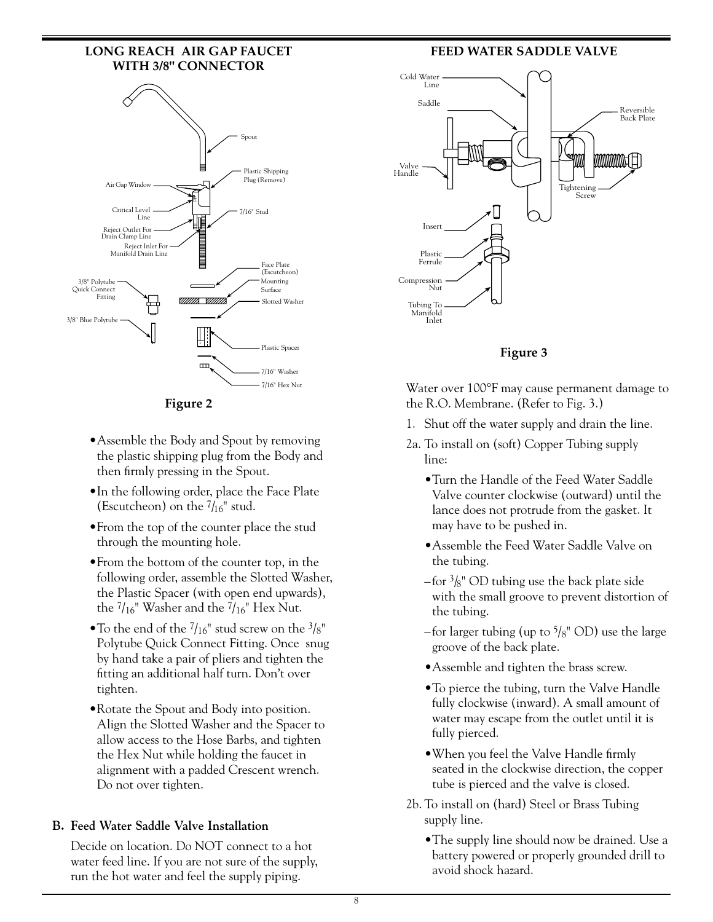## LONG REACH AIR GAP FAUCET WITH 3/8" CONNECTOR

Spout

Plastic Shipping Plug (Remove)

Air Gap Window

Critical Level Line

7/16" Stud

Reject Outlet For Drain Clamp Line

Reject Inlet For Manifold Drain Line

Face Plate (Escutcheon)

3/8" Polytube Quick Connect Fitting

Mounting Surface

Slotted Washer

3/8" Blue Polytube

Plastic Spacer

7/16" Washer

7/16" Hex Nut

**Figure 2**

- Assemble the Body and Spout by removing the plastic shipping plug from the Body and then firmly pressing in the Spout.
- In the following order, place the Face Plate (Escutcheon) on the $^7/_{16}$" stud.
- From the top of the counter place the stud through the mounting hole.
- From the bottom of the counter top, in the following order, assemble the Slotted Washer, the Plastic Spacer (with open end upwards), the $^7/_{16}$" Washer and the $^7/_{16}$" Hex Nut.
- To the end of the $^7/_{16}$" stud screw on the $^3/_8$" Polytube Quick Connect Fitting. Once snug by hand take a pair of pliers and tighten the fitting an additional half turn. Don't over tighten.
- Rotate the Spout and Body into position. Align the Slotted Washer and the Spacer to allow access to the Hose Barbs, and tighten the Hex Nut while holding the faucet in alignment with a padded Crescent wrench. Do not over tighten.

### B. Feed Water Saddle Valve Installation

Decide on location. Do NOT connect to a hot water feed line. If you are not sure of the supply, run the hot water and feel the supply piping.

## FEED WATER SADDLE VALVE

Cold Water Line

Saddle

Reversible Back Plate

Valve Handle

Tightening Screw

Insert

Plastic Ferrule

Compression Nut

Tubing To Manifold Inlet

**Figure 3**

Water over 100°F may cause permanent damage to the R.O. Membrane. (Refer to Fig. 3.)

1. Shut off the water supply and drain the line.

2a. To install on (soft) Copper Tubing supply line:

- Turn the Handle of the Feed Water Saddle Valve counter clockwise (outward) until the lance does not protrude from the gasket. It may have to be pushed in.
- Assemble the Feed Water Saddle Valve on the tubing.

–for $^3/_8$" OD tubing use the back plate side with the small groove to prevent distortion of the tubing.

–for larger tubing (up to $^5/_8$" OD) use the large groove of the back plate.

- Assemble and tighten the brass screw.
- To pierce the tubing, turn the Valve Handle fully clockwise (inward). A small amount of water may escape from the outlet until it is fully pierced.
- When you feel the Valve Handle firmly seated in the clockwise direction, the copper tube is pierced and the valve is closed.

2b. To install on (hard) Steel or Brass Tubing supply line.

- The supply line should now be drained. Use a battery powered or properly grounded drill to avoid shock hazard.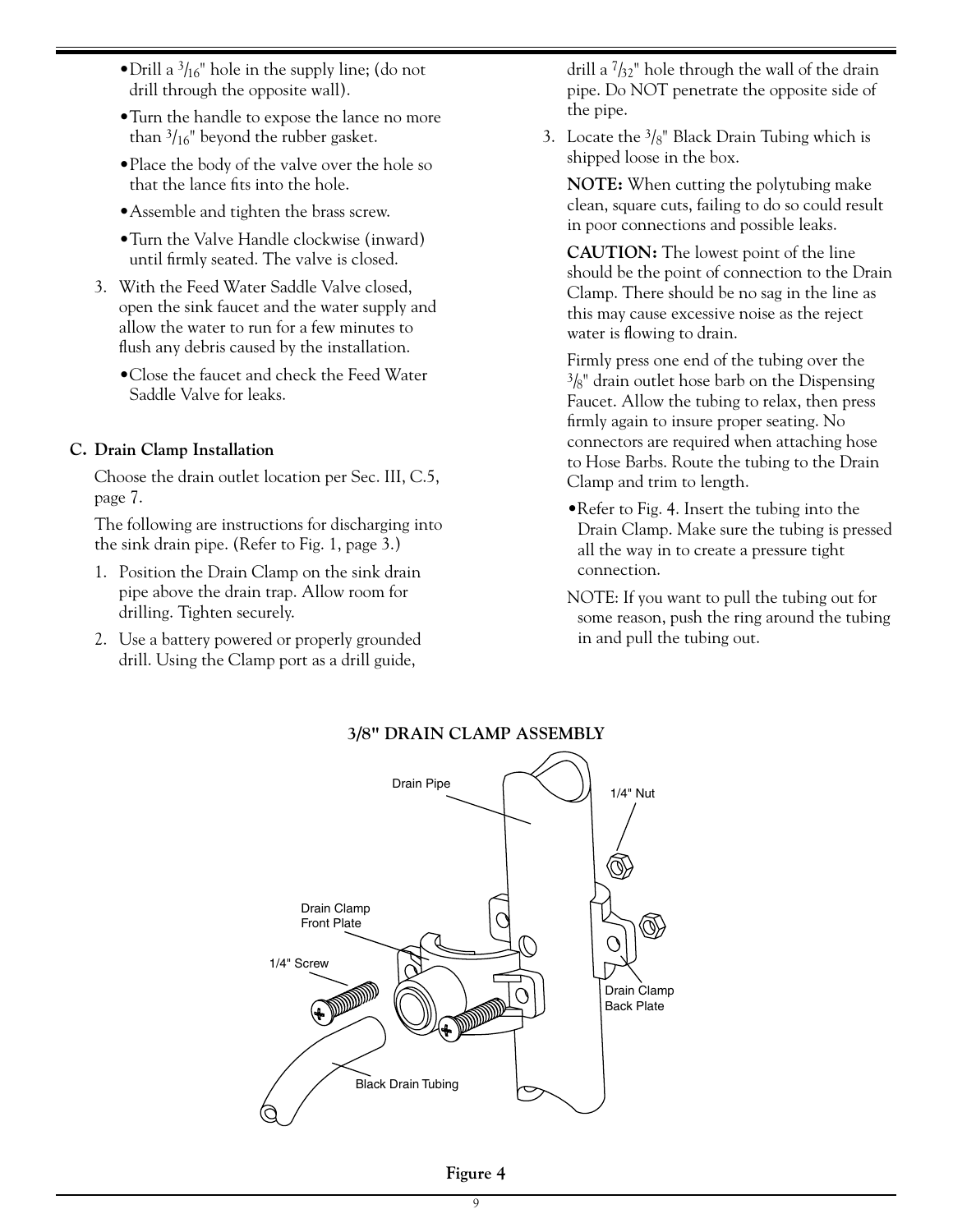- Drill a 3/16" hole in the supply line; (do not drill through the opposite wall).
- Turn the handle to expose the lance no more than 3/16" beyond the rubber gasket.
- Place the body of the valve over the hole so that the lance fits into the hole.
- Assemble and tighten the brass screw.
- Turn the Valve Handle clockwise (inward) until firmly seated. The valve is closed.

3. With the Feed Water Saddle Valve closed, open the sink faucet and the water supply and allow the water to run for a few minutes to flush any debris caused by the installation.
   - Close the faucet and check the Feed Water Saddle Valve for leaks.

### C. Drain Clamp Installation

Choose the drain outlet location per Sec. III, C.5, page 7.

The following are instructions for discharging into the sink drain pipe. (Refer to Fig. 1, page 3.)

1. Position the Drain Clamp on the sink drain pipe above the drain trap. Allow room for drilling. Tighten securely.
2. Use a battery powered or properly grounded drill. Using the Clamp port as a drill guide, drill a 7/32" hole through the wall of the drain pipe. Do NOT penetrate the opposite side of the pipe.
3. Locate the 3/8" Black Drain Tubing which is shipped loose in the box.

   **NOTE:** When cutting the polytubing make clean, square cuts, failing to do so could result in poor connections and possible leaks.

   **CAUTION:** The lowest point of the line should be the point of connection to the Drain Clamp. There should be no sag in the line as this may cause excessive noise as the reject water is flowing to drain.

   Firmly press one end of the tubing over the 3/8" drain outlet hose barb on the Dispensing Faucet. Allow the tubing to relax, then press firmly again to insure proper seating. No connectors are required when attaching hose to Hose Barbs. Route the tubing to the Drain Clamp and trim to length.

   - Refer to Fig. 4. Insert the tubing into the Drain Clamp. Make sure the tubing is pressed all the way in to create a pressure tight connection.

   NOTE: If you want to pull the tubing out for some reason, push the ring around the tubing in and pull the tubing out.

**3/8" DRAIN CLAMP ASSEMBLY**

Drain Pipe — 1/4" Nut — Drain Clamp Front Plate — 1/4" Screw — Drain Clamp Back Plate — Black Drain Tubing

**Figure 4**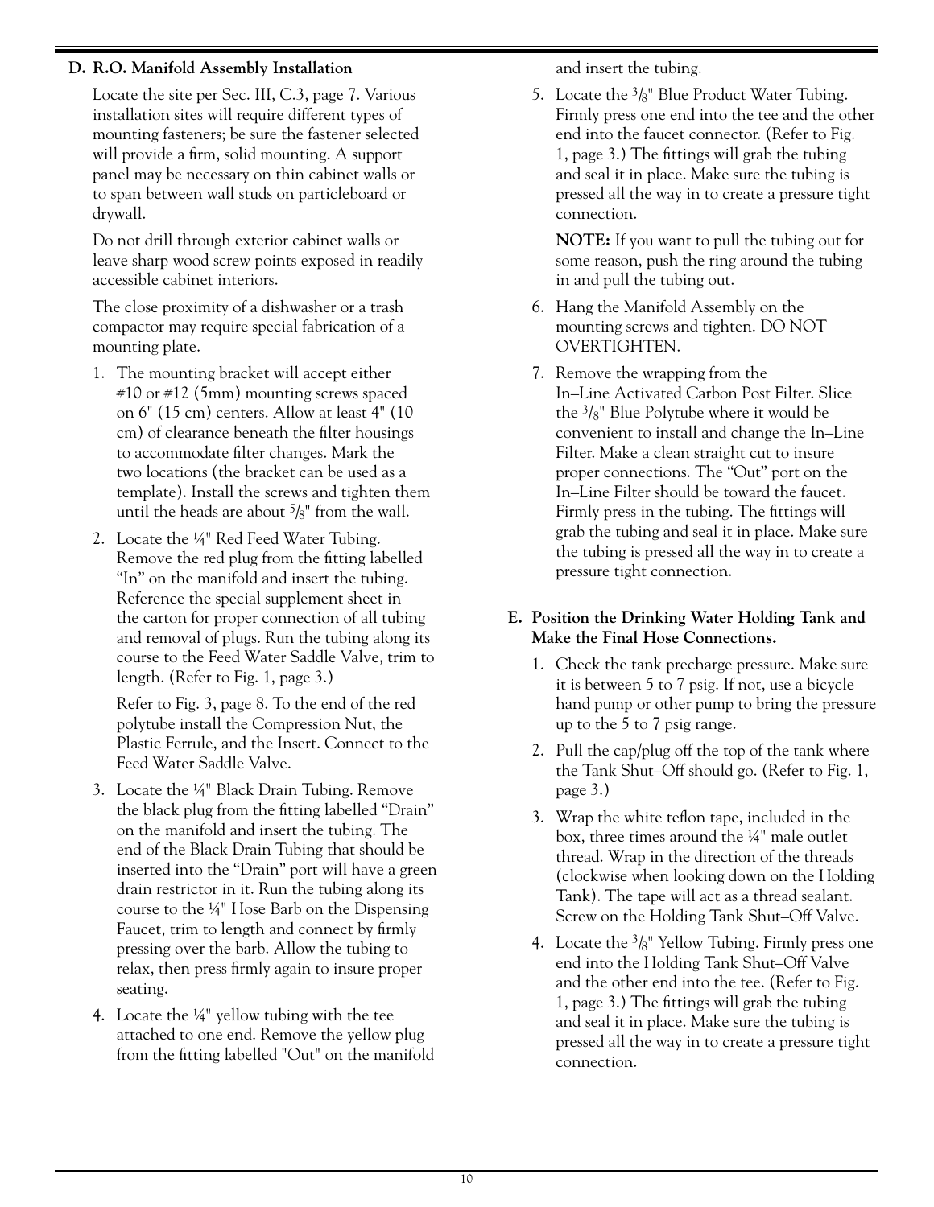## D. R.O. Manifold Assembly Installation

Locate the site per Sec. III, C.3, page 7. Various installation sites will require different types of mounting fasteners; be sure the fastener selected will provide a firm, solid mounting. A support panel may be necessary on thin cabinet walls or to span between wall studs on particleboard or drywall.

Do not drill through exterior cabinet walls or leave sharp wood screw points exposed in readily accessible cabinet interiors.

The close proximity of a dishwasher or a trash compactor may require special fabrication of a mounting plate.

1. The mounting bracket will accept either #10 or #12 (5mm) mounting screws spaced on 6" (15 cm) centers. Allow at least 4" (10 cm) of clearance beneath the filter housings to accommodate filter changes. Mark the two locations (the bracket can be used as a template). Install the screws and tighten them until the heads are about 5/8" from the wall.
2. Locate the ¼" Red Feed Water Tubing. Remove the red plug from the fitting labelled "In" on the manifold and insert the tubing. Reference the special supplement sheet in the carton for proper connection of all tubing and removal of plugs. Run the tubing along its course to the Feed Water Saddle Valve, trim to length. (Refer to Fig. 1, page 3.)

   Refer to Fig. 3, page 8. To the end of the red polytube install the Compression Nut, the Plastic Ferrule, and the Insert. Connect to the Feed Water Saddle Valve.
3. Locate the ¼" Black Drain Tubing. Remove the black plug from the fitting labelled "Drain" on the manifold and insert the tubing. The end of the Black Drain Tubing that should be inserted into the "Drain" port will have a green drain restrictor in it. Run the tubing along its course to the ¼" Hose Barb on the Dispensing Faucet, trim to length and connect by firmly pressing over the barb. Allow the tubing to relax, then press firmly again to insure proper seating.
4. Locate the ¼" yellow tubing with the tee attached to one end. Remove the yellow plug from the fitting labelled "Out" on the manifold and insert the tubing.
5. Locate the 3/8" Blue Product Water Tubing. Firmly press one end into the tee and the other end into the faucet connector. (Refer to Fig. 1, page 3.) The fittings will grab the tubing and seal it in place. Make sure the tubing is pressed all the way in to create a pressure tight connection.

   **NOTE:** If you want to pull the tubing out for some reason, push the ring around the tubing in and pull the tubing out.
6. Hang the Manifold Assembly on the mounting screws and tighten. DO NOT OVERTIGHTEN.
7. Remove the wrapping from the In–Line Activated Carbon Post Filter. Slice the 3/8" Blue Polytube where it would be convenient to install and change the In–Line Filter. Make a clean straight cut to insure proper connections. The "Out" port on the In–Line Filter should be toward the faucet. Firmly press in the tubing. The fittings will grab the tubing and seal it in place. Make sure the tubing is pressed all the way in to create a pressure tight connection.

## E. Position the Drinking Water Holding Tank and Make the Final Hose Connections.

1. Check the tank precharge pressure. Make sure it is between 5 to 7 psig. If not, use a bicycle hand pump or other pump to bring the pressure up to the 5 to 7 psig range.
2. Pull the cap/plug off the top of the tank where the Tank Shut–Off should go. (Refer to Fig. 1, page 3.)
3. Wrap the white teflon tape, included in the box, three times around the ¼" male outlet thread. Wrap in the direction of the threads (clockwise when looking down on the Holding Tank). The tape will act as a thread sealant. Screw on the Holding Tank Shut–Off Valve.
4. Locate the 3/8" Yellow Tubing. Firmly press one end into the Holding Tank Shut–Off Valve and the other end into the tee. (Refer to Fig. 1, page 3.) The fittings will grab the tubing and seal it in place. Make sure the tubing is pressed all the way in to create a pressure tight connection.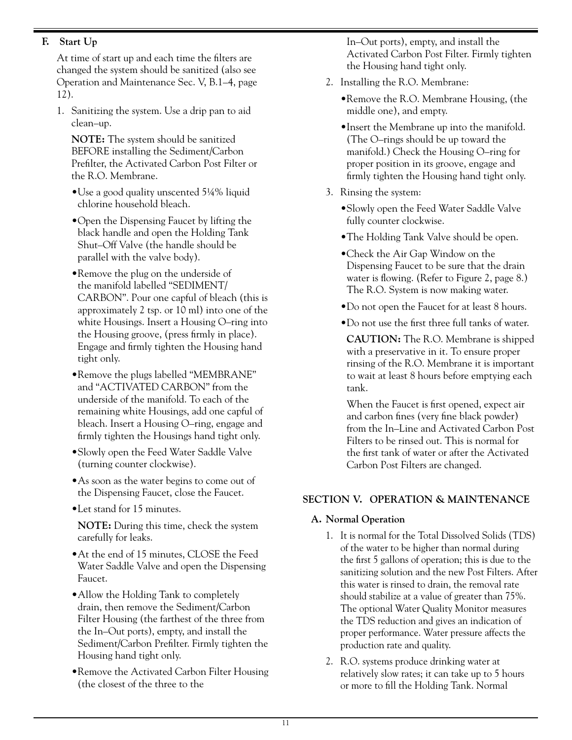### F. Start Up

At time of start up and each time the filters are changed the system should be sanitized (also see Operation and Maintenance Sec. V, B.1–4, page 12).

1. Sanitizing the system. Use a drip pan to aid clean–up.

   **NOTE:** The system should be sanitized BEFORE installing the Sediment/Carbon Prefilter, the Activated Carbon Post Filter or the R.O. Membrane.

   - Use a good quality unscented 5¼% liquid chlorine household bleach.
   - Open the Dispensing Faucet by lifting the black handle and open the Holding Tank Shut–Off Valve (the handle should be parallel with the valve body).
   - Remove the plug on the underside of the manifold labelled "SEDIMENT/ CARBON". Pour one capful of bleach (this is approximately 2 tsp. or 10 ml) into one of the white Housings. Insert a Housing O–ring into the Housing groove, (press firmly in place). Engage and firmly tighten the Housing hand tight only.
   - Remove the plugs labelled "MEMBRANE" and "ACTIVATED CARBON" from the underside of the manifold. To each of the remaining white Housings, add one capful of bleach. Insert a Housing O–ring, engage and firmly tighten the Housings hand tight only.
   - Slowly open the Feed Water Saddle Valve (turning counter clockwise).
   - As soon as the water begins to come out of the Dispensing Faucet, close the Faucet.
   - Let stand for 15 minutes.

     **NOTE:** During this time, check the system carefully for leaks.
   - At the end of 15 minutes, CLOSE the Feed Water Saddle Valve and open the Dispensing Faucet.
   - Allow the Holding Tank to completely drain, then remove the Sediment/Carbon Filter Housing (the farthest of the three from the In–Out ports), empty, and install the Sediment/Carbon Prefilter. Firmly tighten the Housing hand tight only.
   - Remove the Activated Carbon Filter Housing (the closest of the three to the In–Out ports), empty, and install the Activated Carbon Post Filter. Firmly tighten the Housing hand tight only.

2. Installing the R.O. Membrane:

   - Remove the R.O. Membrane Housing, (the middle one), and empty.
   - Insert the Membrane up into the manifold. (The O–rings should be up toward the manifold.) Check the Housing O–ring for proper position in its groove, engage and firmly tighten the Housing hand tight only.

3. Rinsing the system:

   - Slowly open the Feed Water Saddle Valve fully counter clockwise.
   - The Holding Tank Valve should be open.
   - Check the Air Gap Window on the Dispensing Faucet to be sure that the drain water is flowing. (Refer to Figure 2, page 8.) The R.O. System is now making water.
   - Do not open the Faucet for at least 8 hours.
   - Do not use the first three full tanks of water.

     **CAUTION:** The R.O. Membrane is shipped with a preservative in it. To ensure proper rinsing of the R.O. Membrane it is important to wait at least 8 hours before emptying each tank.

     When the Faucet is first opened, expect air and carbon fines (very fine black powder) from the In–Line and Activated Carbon Post Filters to be rinsed out. This is normal for the first tank of water or after the Activated Carbon Post Filters are changed.

## SECTION V. OPERATION & MAINTENANCE

### A. Normal Operation

1. It is normal for the Total Dissolved Solids (TDS) of the water to be higher than normal during the first 5 gallons of operation; this is due to the sanitizing solution and the new Post Filters. After this water is rinsed to drain, the removal rate should stabilize at a value of greater than 75%. The optional Water Quality Monitor measures the TDS reduction and gives an indication of proper performance. Water pressure affects the production rate and quality.
2. R.O. systems produce drinking water at relatively slow rates; it can take up to 5 hours or more to fill the Holding Tank. Normal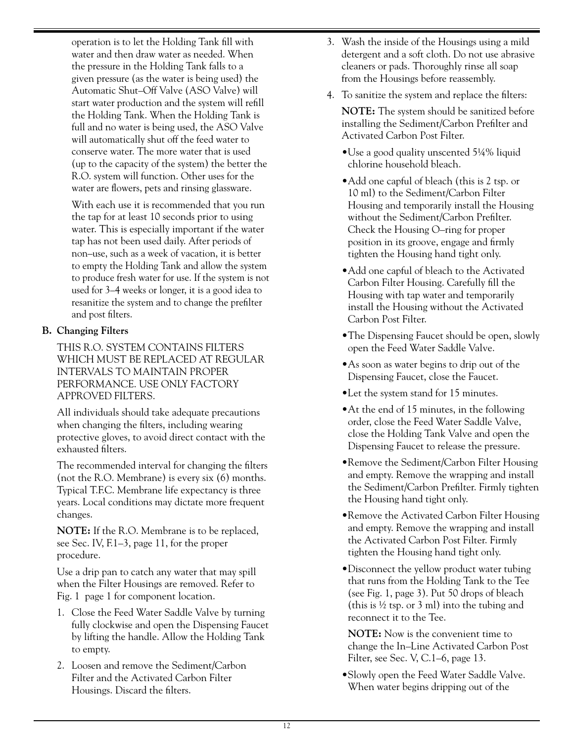operation is to let the Holding Tank fill with water and then draw water as needed. When the pressure in the Holding Tank falls to a given pressure (as the water is being used) the Automatic Shut–Off Valve (ASO Valve) will start water production and the system will refill the Holding Tank. When the Holding Tank is full and no water is being used, the ASO Valve will automatically shut off the feed water to conserve water. The more water that is used (up to the capacity of the system) the better the R.O. system will function. Other uses for the water are flowers, pets and rinsing glassware.

With each use it is recommended that you run the tap for at least 10 seconds prior to using water. This is especially important if the water tap has not been used daily. After periods of non–use, such as a week of vacation, it is better to empty the Holding Tank and allow the system to produce fresh water for use. If the system is not used for 3–4 weeks or longer, it is a good idea to resanitize the system and to change the prefilter and post filters.

**B. Changing Filters**

THIS R.O. SYSTEM CONTAINS FILTERS WHICH MUST BE REPLACED AT REGULAR INTERVALS TO MAINTAIN PROPER PERFORMANCE. USE ONLY FACTORY APPROVED FILTERS.

All individuals should take adequate precautions when changing the filters, including wearing protective gloves, to avoid direct contact with the exhausted filters.

The recommended interval for changing the filters (not the R.O. Membrane) is every six (6) months. Typical T.F.C. Membrane life expectancy is three years. Local conditions may dictate more frequent changes.

**NOTE:** If the R.O. Membrane is to be replaced, see Sec. IV, F.1–3, page 11, for the proper procedure.

Use a drip pan to catch any water that may spill when the Filter Housings are removed. Refer to Fig. 1 page 1 for component location.

1. Close the Feed Water Saddle Valve by turning fully clockwise and open the Dispensing Faucet by lifting the handle. Allow the Holding Tank to empty.
2. Loosen and remove the Sediment/Carbon Filter and the Activated Carbon Filter Housings. Discard the filters.
3. Wash the inside of the Housings using a mild detergent and a soft cloth. Do not use abrasive cleaners or pads. Thoroughly rinse all soap from the Housings before reassembly.
4. To sanitize the system and replace the filters:

   **NOTE:** The system should be sanitized before installing the Sediment/Carbon Prefilter and Activated Carbon Post Filter.

   - Use a good quality unscented 5¼% liquid chlorine household bleach.
   - Add one capful of bleach (this is 2 tsp. or 10 ml) to the Sediment/Carbon Filter Housing and temporarily install the Housing without the Sediment/Carbon Prefilter. Check the Housing O–ring for proper position in its groove, engage and firmly tighten the Housing hand tight only.
   - Add one capful of bleach to the Activated Carbon Filter Housing. Carefully fill the Housing with tap water and temporarily install the Housing without the Activated Carbon Post Filter.
   - The Dispensing Faucet should be open, slowly open the Feed Water Saddle Valve.
   - As soon as water begins to drip out of the Dispensing Faucet, close the Faucet.
   - Let the system stand for 15 minutes.
   - At the end of 15 minutes, in the following order, close the Feed Water Saddle Valve, close the Holding Tank Valve and open the Dispensing Faucet to release the pressure.
   - Remove the Sediment/Carbon Filter Housing and empty. Remove the wrapping and install the Sediment/Carbon Prefilter. Firmly tighten the Housing hand tight only.
   - Remove the Activated Carbon Filter Housing and empty. Remove the wrapping and install the Activated Carbon Post Filter. Firmly tighten the Housing hand tight only.
   - Disconnect the yellow product water tubing that runs from the Holding Tank to the Tee (see Fig. 1, page 3). Put 50 drops of bleach (this is ½ tsp. or 3 ml) into the tubing and reconnect it to the Tee.

     **NOTE:** Now is the convenient time to change the In–Line Activated Carbon Post Filter, see Sec. V, C.1–6, page 13.

   - Slowly open the Feed Water Saddle Valve. When water begins dripping out of the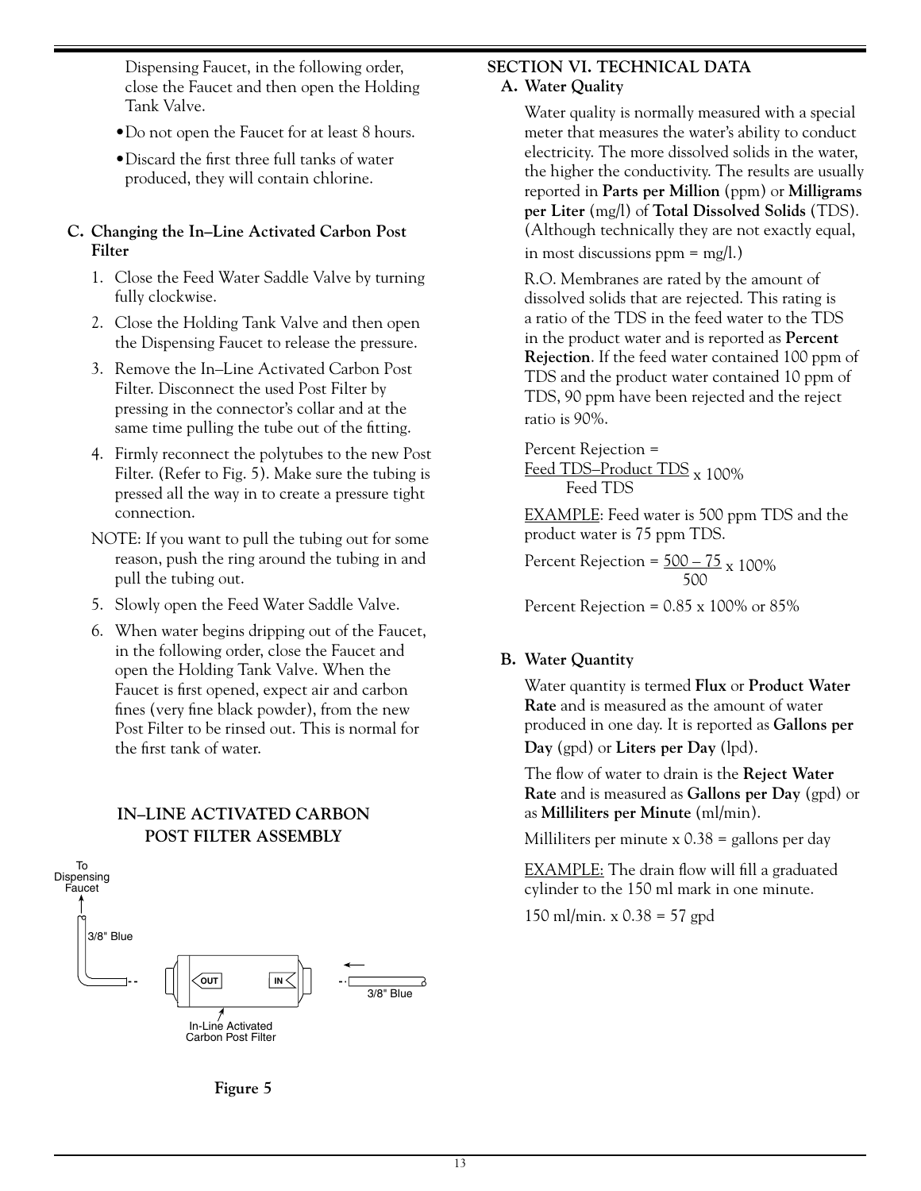Dispensing Faucet, in the following order, close the Faucet and then open the Holding Tank Valve.

- Do not open the Faucet for at least 8 hours.
- Discard the first three full tanks of water produced, they will contain chlorine.

### C. Changing the In–Line Activated Carbon Post Filter

1. Close the Feed Water Saddle Valve by turning fully clockwise.
2. Close the Holding Tank Valve and then open the Dispensing Faucet to release the pressure.
3. Remove the In–Line Activated Carbon Post Filter. Disconnect the used Post Filter by pressing in the connector's collar and at the same time pulling the tube out of the fitting.
4. Firmly reconnect the polytubes to the new Post Filter. (Refer to Fig. 5). Make sure the tubing is pressed all the way in to create a pressure tight connection.

NOTE: If you want to pull the tubing out for some reason, push the ring around the tubing in and pull the tubing out.

5. Slowly open the Feed Water Saddle Valve.
6. When water begins dripping out of the Faucet, in the following order, close the Faucet and open the Holding Tank Valve. When the Faucet is first opened, expect air and carbon fines (very fine black powder), from the new Post Filter to be rinsed out. This is normal for the first tank of water.

**IN–LINE ACTIVATED CARBON POST FILTER ASSEMBLY**

To Dispensing Faucet

3/8" Blue

OUT IN

3/8" Blue

In-Line Activated Carbon Post Filter

**Figure 5**

## SECTION VI. TECHNICAL DATA

### A. Water Quality

Water quality is normally measured with a special meter that measures the water's ability to conduct electricity. The more dissolved solids in the water, the higher the conductivity. The results are usually reported in **Parts per Million** (ppm) or **Milligrams per Liter** (mg/l) of **Total Dissolved Solids** (TDS). (Although technically they are not exactly equal, in most discussions ppm = mg/l.)

R.O. Membranes are rated by the amount of dissolved solids that are rejected. This rating is a ratio of the TDS in the feed water to the TDS in the product water and is reported as **Percent Rejection**. If the feed water contained 100 ppm of TDS and the product water contained 10 ppm of TDS, 90 ppm have been rejected and the reject ratio is 90%.

$$\text{Percent Rejection} = \frac{\text{Feed TDS} - \text{Product TDS}}{\text{Feed TDS}} \times 100\%$$

EXAMPLE: Feed water is 500 ppm TDS and the product water is 75 ppm TDS.

$$\text{Percent Rejection} = \frac{500 - 75}{500} \times 100\%$$

Percent Rejection = 0.85 x 100% or 85%

### B. Water Quantity

Water quantity is termed **Flux** or **Product Water Rate** and is measured as the amount of water produced in one day. It is reported as **Gallons per Day** (gpd) or **Liters per Day** (lpd).

The flow of water to drain is the **Reject Water Rate** and is measured as **Gallons per Day** (gpd) or as **Milliliters per Minute** (ml/min).

Milliliters per minute x 0.38 = gallons per day

EXAMPLE: The drain flow will fill a graduated cylinder to the 150 ml mark in one minute.

150 ml/min. x 0.38 = 57 gpd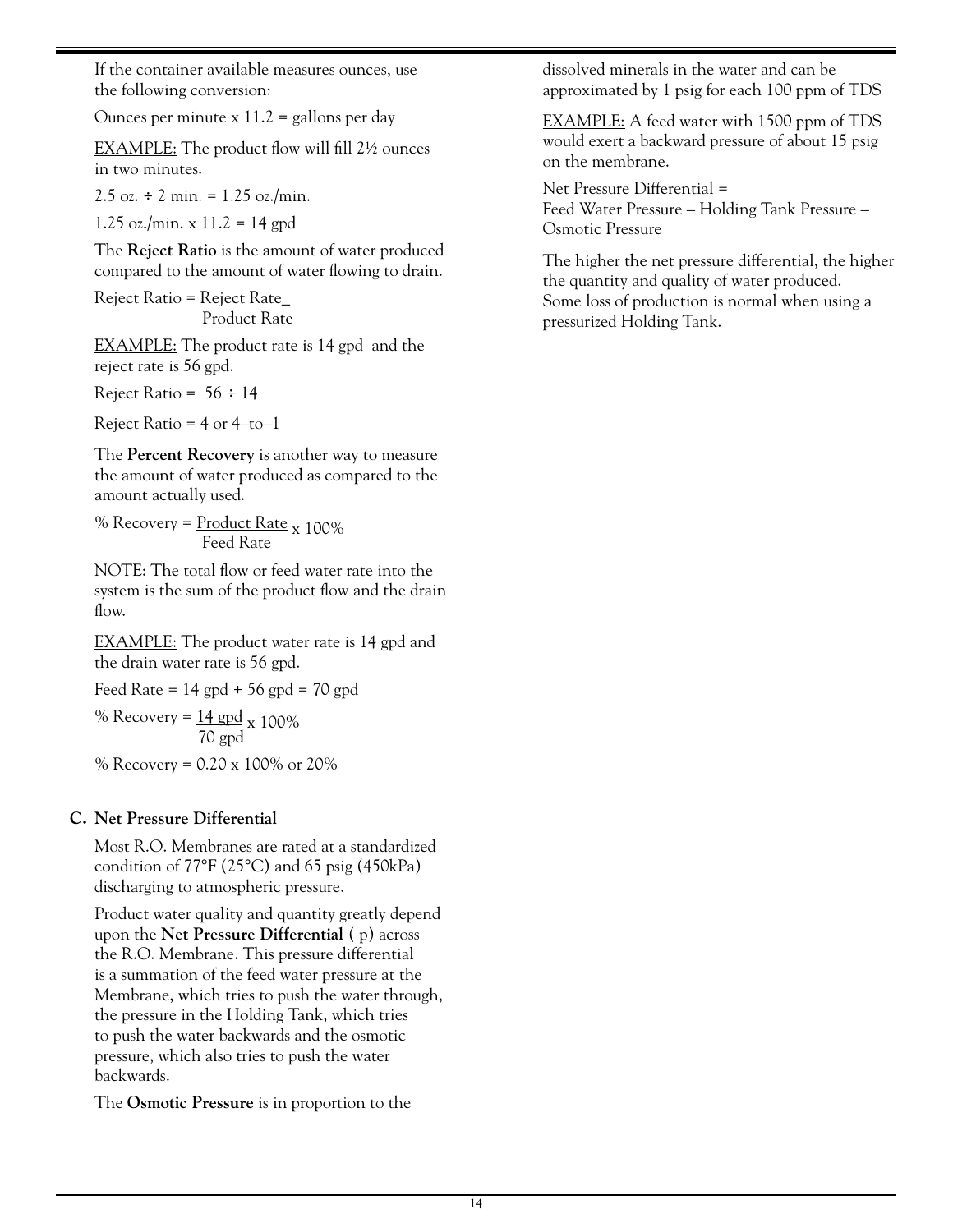If the container available measures ounces, use the following conversion:

Ounces per minute x 11.2 = gallons per day

EXAMPLE: The product flow will fill 2½ ounces in two minutes.

2.5 oz. ÷ 2 min. = 1.25 oz./min.

1.25 oz./min. x 11.2 = 14 gpd

The **Reject Ratio** is the amount of water produced compared to the amount of water flowing to drain.

$$\text{Reject Ratio} = \frac{\text{Reject Rate}}{\text{Product Rate}}$$

EXAMPLE: The product rate is 14 gpd and the reject rate is 56 gpd.

Reject Ratio = 56 ÷ 14

Reject Ratio = 4 or 4–to–1

The **Percent Recovery** is another way to measure the amount of water produced as compared to the amount actually used.

$$\text{\% Recovery} = \frac{\text{Product Rate}}{\text{Feed Rate}} \times 100\%$$

NOTE: The total flow or feed water rate into the system is the sum of the product flow and the drain flow.

EXAMPLE: The product water rate is 14 gpd and the drain water rate is 56 gpd.

Feed Rate = 14 gpd + 56 gpd = 70 gpd

$$\text{\% Recovery} = \frac{14 \text{ gpd}}{70 \text{ gpd}} \times 100\%$$

% Recovery = 0.20 x 100% or 20%

## C. Net Pressure Differential

Most R.O. Membranes are rated at a standardized condition of 77°F (25°C) and 65 psig (450kPa) discharging to atmospheric pressure.

Product water quality and quantity greatly depend upon the **Net Pressure Differential** ( p) across the R.O. Membrane. This pressure differential is a summation of the feed water pressure at the Membrane, which tries to push the water through, the pressure in the Holding Tank, which tries to push the water backwards and the osmotic pressure, which also tries to push the water backwards.

The **Osmotic Pressure** is in proportion to the dissolved minerals in the water and can be approximated by 1 psig for each 100 ppm of TDS

EXAMPLE: A feed water with 1500 ppm of TDS would exert a backward pressure of about 15 psig on the membrane.

Net Pressure Differential =
Feed Water Pressure – Holding Tank Pressure – Osmotic Pressure

The higher the net pressure differential, the higher the quantity and quality of water produced. Some loss of production is normal when using a pressurized Holding Tank.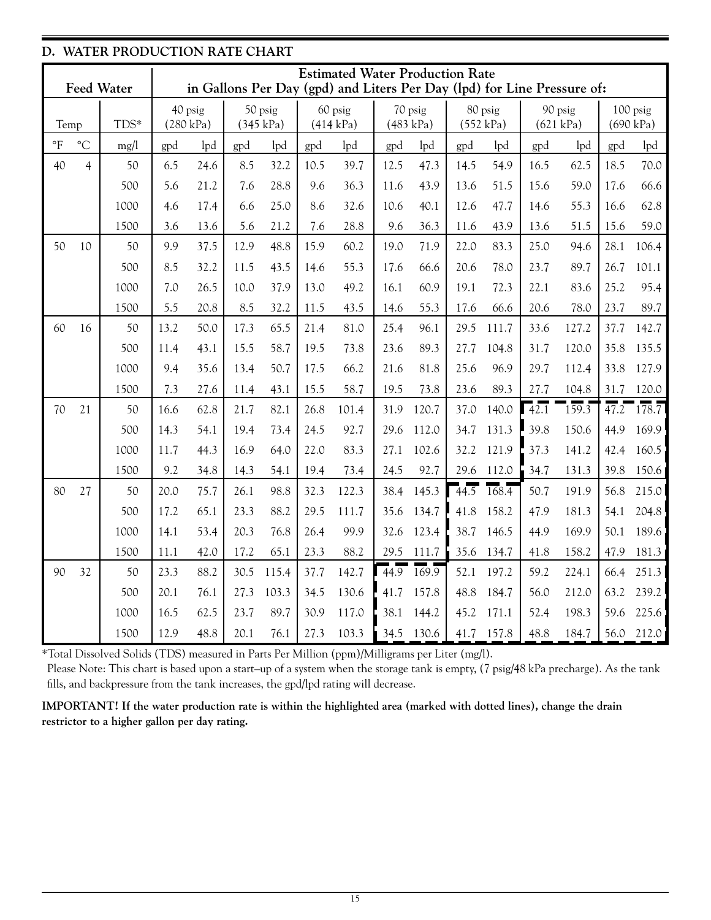## D. WATER PRODUCTION RATE CHART

| Feed Water | | | Estimated Water Production Rate in Gallons Per Day (gpd) and Liters Per Day (lpd) for Line Pressure of: | | | | | | | | | | | | | |
|---|---|---|---|---|---|---|---|---|---|---|---|---|---|---|---|---|
| Temp | | TDS* | 40 psig (280 kPa) | | 50 psig (345 kPa) | | 60 psig (414 kPa) | | 70 psig (483 kPa) | | 80 psig (552 kPa) | | 90 psig (621 kPa) | | 100 psig (690 kPa) | |
| °F | °C | mg/l | gpd | lpd | gpd | lpd | gpd | lpd | gpd | lpd | gpd | lpd | gpd | lpd | gpd | lpd |
| 40 | 4 | 50 | 6.5 | 24.6 | 8.5 | 32.2 | 10.5 | 39.7 | 12.5 | 47.3 | 14.5 | 54.9 | 16.5 | 62.5 | 18.5 | 70.0 |
| | | 500 | 5.6 | 21.2 | 7.6 | 28.8 | 9.6 | 36.3 | 11.6 | 43.9 | 13.6 | 51.5 | 15.6 | 59.0 | 17.6 | 66.6 |
| | | 1000 | 4.6 | 17.4 | 6.6 | 25.0 | 8.6 | 32.6 | 10.6 | 40.1 | 12.6 | 47.7 | 14.6 | 55.3 | 16.6 | 62.8 |
| | | 1500 | 3.6 | 13.6 | 5.6 | 21.2 | 7.6 | 28.8 | 9.6 | 36.3 | 11.6 | 43.9 | 13.6 | 51.5 | 15.6 | 59.0 |
| 50 | 10 | 50 | 9.9 | 37.5 | 12.9 | 48.8 | 15.9 | 60.2 | 19.0 | 71.9 | 22.0 | 83.3 | 25.0 | 94.6 | 28.1 | 106.4 |
| | | 500 | 8.5 | 32.2 | 11.5 | 43.5 | 14.6 | 55.3 | 17.6 | 66.6 | 20.6 | 78.0 | 23.7 | 89.7 | 26.7 | 101.1 |
| | | 1000 | 7.0 | 26.5 | 10.0 | 37.9 | 13.0 | 49.2 | 16.1 | 60.9 | 19.1 | 72.3 | 22.1 | 83.6 | 25.2 | 95.4 |
| | | 1500 | 5.5 | 20.8 | 8.5 | 32.2 | 11.5 | 43.5 | 14.6 | 55.3 | 17.6 | 66.6 | 20.6 | 78.0 | 23.7 | 89.7 |
| 60 | 16 | 50 | 13.2 | 50.0 | 17.3 | 65.5 | 21.4 | 81.0 | 25.4 | 96.1 | 29.5 | 111.7 | 33.6 | 127.2 | 37.7 | 142.7 |
| | | 500 | 11.4 | 43.1 | 15.5 | 58.7 | 19.5 | 73.8 | 23.6 | 89.3 | 27.7 | 104.8 | 31.7 | 120.0 | 35.8 | 135.5 |
| | | 1000 | 9.4 | 35.6 | 13.4 | 50.7 | 17.5 | 66.2 | 21.6 | 81.8 | 25.6 | 96.9 | 29.7 | 112.4 | 33.8 | 127.9 |
| | | 1500 | 7.3 | 27.6 | 11.4 | 43.1 | 15.5 | 58.7 | 19.5 | 73.8 | 23.6 | 89.3 | 27.7 | 104.8 | 31.7 | 120.0 |
| 70 | 21 | 50 | 16.6 | 62.8 | 21.7 | 82.1 | 26.8 | 101.4 | 31.9 | 120.7 | 37.0 | 140.0 | 42.1 | 159.3 | 47.2 | 178.7 |
| | | 500 | 14.3 | 54.1 | 19.4 | 73.4 | 24.5 | 92.7 | 29.6 | 112.0 | 34.7 | 131.3 | 39.8 | 150.6 | 44.9 | 169.9 |
| | | 1000 | 11.7 | 44.3 | 16.9 | 64.0 | 22.0 | 83.3 | 27.1 | 102.6 | 32.2 | 121.9 | 37.3 | 141.2 | 42.4 | 160.5 |
| | | 1500 | 9.2 | 34.8 | 14.3 | 54.1 | 19.4 | 73.4 | 24.5 | 92.7 | 29.6 | 112.0 | 34.7 | 131.3 | 39.8 | 150.6 |
| 80 | 27 | 50 | 20.0 | 75.7 | 26.1 | 98.8 | 32.3 | 122.3 | 38.4 | 145.3 | 44.5 | 168.4 | 50.7 | 191.9 | 56.8 | 215.0 |
| | | 500 | 17.2 | 65.1 | 23.3 | 88.2 | 29.5 | 111.7 | 35.6 | 134.7 | 41.8 | 158.2 | 47.9 | 181.3 | 54.1 | 204.8 |
| | | 1000 | 14.1 | 53.4 | 20.3 | 76.8 | 26.4 | 99.9 | 32.6 | 123.4 | 38.7 | 146.5 | 44.9 | 169.9 | 50.1 | 189.6 |
| | | 1500 | 11.1 | 42.0 | 17.2 | 65.1 | 23.3 | 88.2 | 29.5 | 111.7 | 35.6 | 134.7 | 41.8 | 158.2 | 47.9 | 181.3 |
| 90 | 32 | 50 | 23.3 | 88.2 | 30.5 | 115.4 | 37.7 | 142.7 | 44.9 | 169.9 | 52.1 | 197.2 | 59.2 | 224.1 | 66.4 | 251.3 |
| | | 500 | 20.1 | 76.1 | 27.3 | 103.3 | 34.5 | 130.6 | 41.7 | 157.8 | 48.8 | 184.7 | 56.0 | 212.0 | 63.2 | 239.2 |
| | | 1000 | 16.5 | 62.5 | 23.7 | 89.7 | 30.9 | 117.0 | 38.1 | 144.2 | 45.2 | 171.1 | 52.4 | 198.3 | 59.6 | 225.6 |
| | | 1500 | 12.9 | 48.8 | 20.1 | 76.1 | 27.3 | 103.3 | 34.5 | 130.6 | 41.7 | 157.8 | 48.8 | 184.7 | 56.0 | 212.0 |

*Total Dissolved Solids (TDS) measured in Parts Per Million (ppm)/Milligrams per Liter (mg/l).

Please Note: This chart is based upon a start–up of a system when the storage tank is empty, (7 psig/48 kPa precharge). As the tank fills, and backpressure from the tank increases, the gpd/lpd rating will decrease.

**IMPORTANT! If the water production rate is within the highlighted area (marked with dotted lines), change the drain restrictor to a higher gallon per day rating.**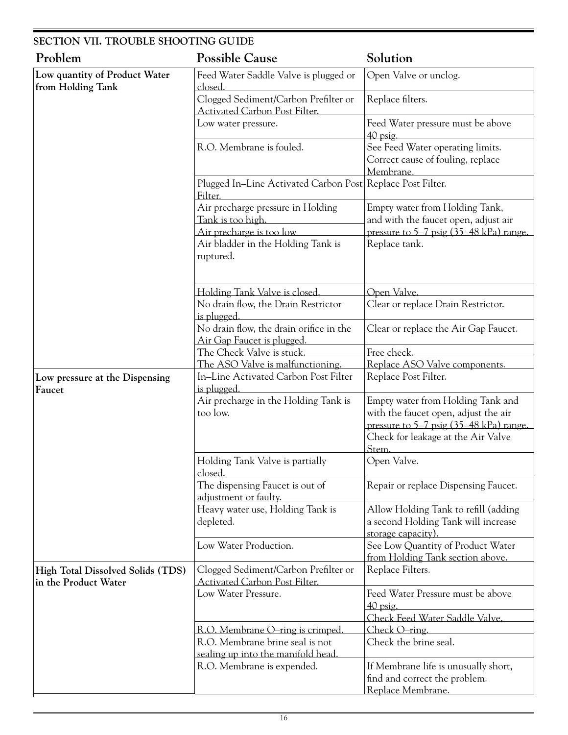## SECTION VII. TROUBLE SHOOTING GUIDE

| Problem | Possible Cause | Solution |
|---|---|---|
| **Low quantity of Product Water from Holding Tank** | Feed Water Saddle Valve is plugged or closed. | Open Valve or unclog. |
| | Clogged Sediment/Carbon Prefilter or Activated Carbon Post Filter. | Replace filters. |
| | Low water pressure. | Feed Water pressure must be above 40 psig. |
| | R.O. Membrane is fouled. | See Feed Water operating limits. Correct cause of fouling, replace Membrane. |
| | Plugged In–Line Activated Carbon Post Filter. | Replace Post Filter. |
| | Air precharge pressure in Holding Tank is too high. | Empty water from Holding Tank, and with the faucet open, adjust air pressure to 5–7 psig (35–48 kPa) range. |
| | Air precharge is too low | |
| | Air bladder in the Holding Tank is ruptured. | Replace tank. |
| | Holding Tank Valve is closed. | Open Valve. |
| | No drain flow, the Drain Restrictor is plugged. | Clear or replace Drain Restrictor. |
| | No drain flow, the drain orifice in the Air Gap Faucet is plugged. | Clear or replace the Air Gap Faucet. |
| | The Check Valve is stuck. | Free check. |
| | The ASO Valve is malfunctioning. | Replace ASO Valve components. |
| **Low pressure at the Dispensing Faucet** | In–Line Activated Carbon Post Filter is plugged. | Replace Post Filter. |
| | Air precharge in the Holding Tank is too low. | Empty water from Holding Tank and with the faucet open, adjust the air pressure to 5–7 psig (35–48 kPa) range. Check for leakage at the Air Valve Stem. |
| | Holding Tank Valve is partially closed. | Open Valve. |
| | The dispensing Faucet is out of adjustment or faulty. | Repair or replace Dispensing Faucet. |
| | Heavy water use, Holding Tank is depleted. | Allow Holding Tank to refill (adding a second Holding Tank will increase storage capacity). |
| | Low Water Production. | See Low Quantity of Product Water from Holding Tank section above. |
| **High Total Dissolved Solids (TDS) in the Product Water** | Clogged Sediment/Carbon Prefilter or Activated Carbon Post Filter. | Replace Filters. |
| | Low Water Pressure. | Feed Water Pressure must be above 40 psig. Check Feed Water Saddle Valve. |
| | R.O. Membrane O–ring is crimped. | Check O–ring. |
| | R.O. Membrane brine seal is not sealing up into the manifold head. | Check the brine seal. |
| | R.O. Membrane is expended. | If Membrane life is unusually short, find and correct the problem. Replace Membrane. |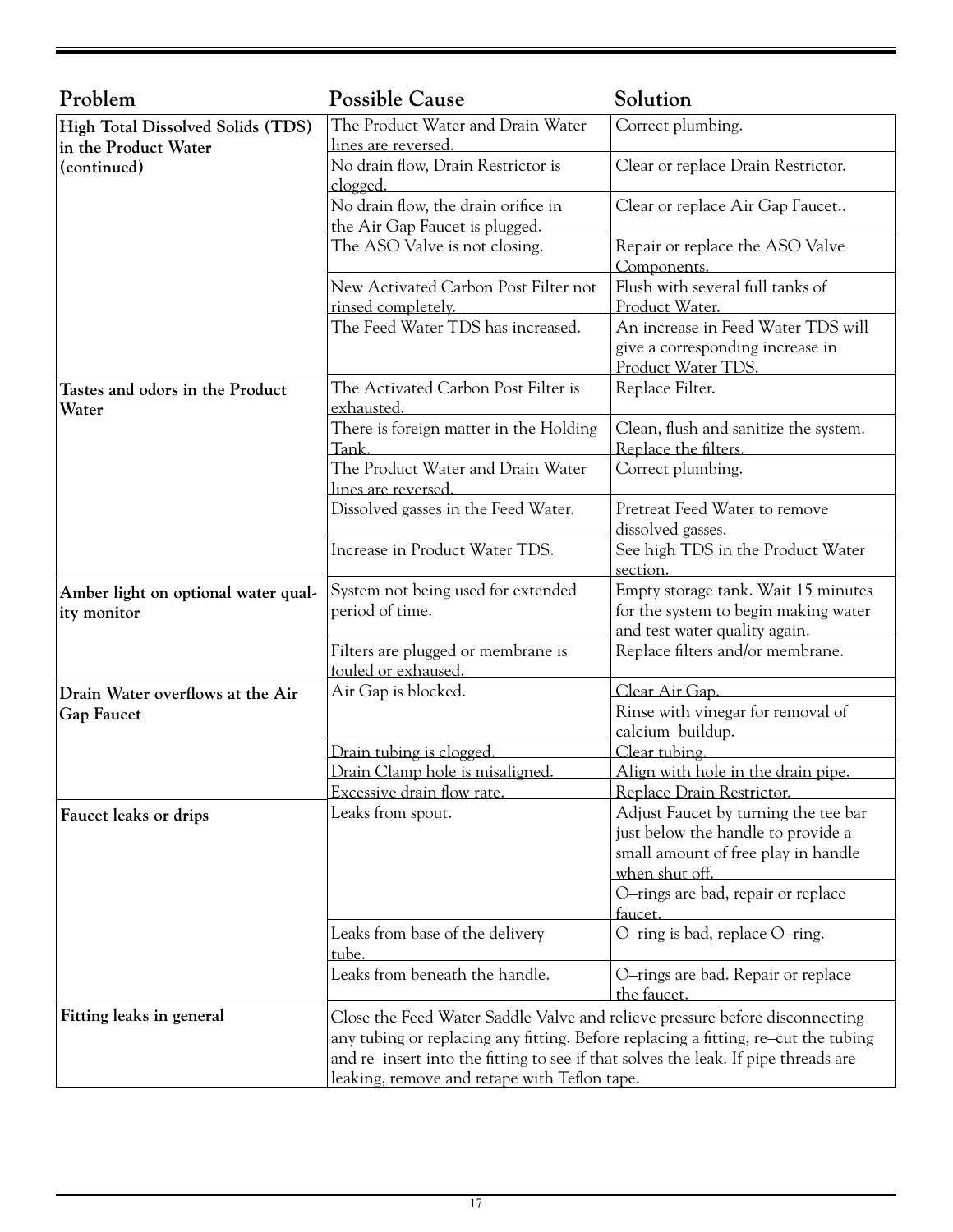| Problem | Possible Cause | Solution |
|---|---|---|
| **High Total Dissolved Solids (TDS) in the Product Water (continued)** | The Product Water and Drain Water lines are reversed. | Correct plumbing. |
| | No drain flow, Drain Restrictor is clogged. | Clear or replace Drain Restrictor. |
| | No drain flow, the drain orifice in the Air Gap Faucet is plugged. | Clear or replace Air Gap Faucet.. |
| | The ASO Valve is not closing. | Repair or replace the ASO Valve Components. |
| | New Activated Carbon Post Filter not rinsed completely. | Flush with several full tanks of Product Water. |
| | The Feed Water TDS has increased. | An increase in Feed Water TDS will give a corresponding increase in Product Water TDS. |
| **Tastes and odors in the Product Water** | The Activated Carbon Post Filter is exhausted. | Replace Filter. |
| | There is foreign matter in the Holding Tank. | Clean, flush and sanitize the system. Replace the filters. |
| | The Product Water and Drain Water lines are reversed. | Correct plumbing. |
| | Dissolved gasses in the Feed Water. | Pretreat Feed Water to remove dissolved gasses. |
| | Increase in Product Water TDS. | See high TDS in the Product Water section. |
| **Amber light on optional water quality monitor** | System not being used for extended period of time. | Empty storage tank. Wait 15 minutes for the system to begin making water and test water quality again. |
| | Filters are plugged or membrane is fouled or exhaused. | Replace filters and/or membrane. |
| **Drain Water overflows at the Air Gap Faucet** | Air Gap is blocked. | Clear Air Gap. |
| | | Rinse with vinegar for removal of calcium buildup. |
| | Drain tubing is clogged. | Clear tubing. |
| | Drain Clamp hole is misaligned. | Align with hole in the drain pipe. |
| | Excessive drain flow rate. | Replace Drain Restrictor. |
| **Faucet leaks or drips** | Leaks from spout. | Adjust Faucet by turning the tee bar just below the handle to provide a small amount of free play in handle when shut off. |
| | | O–rings are bad, repair or replace faucet. |
| | Leaks from base of the delivery tube. | O–ring is bad, replace O–ring. |
| | Leaks from beneath the handle. | O–rings are bad. Repair or replace the faucet. |
| **Fitting leaks in general** | Close the Feed Water Saddle Valve and relieve pressure before disconnecting any tubing or replacing any fitting. Before replacing a fitting, re–cut the tubing and re–insert into the fitting to see if that solves the leak. If pipe threads are leaking, remove and retape with Teflon tape. | |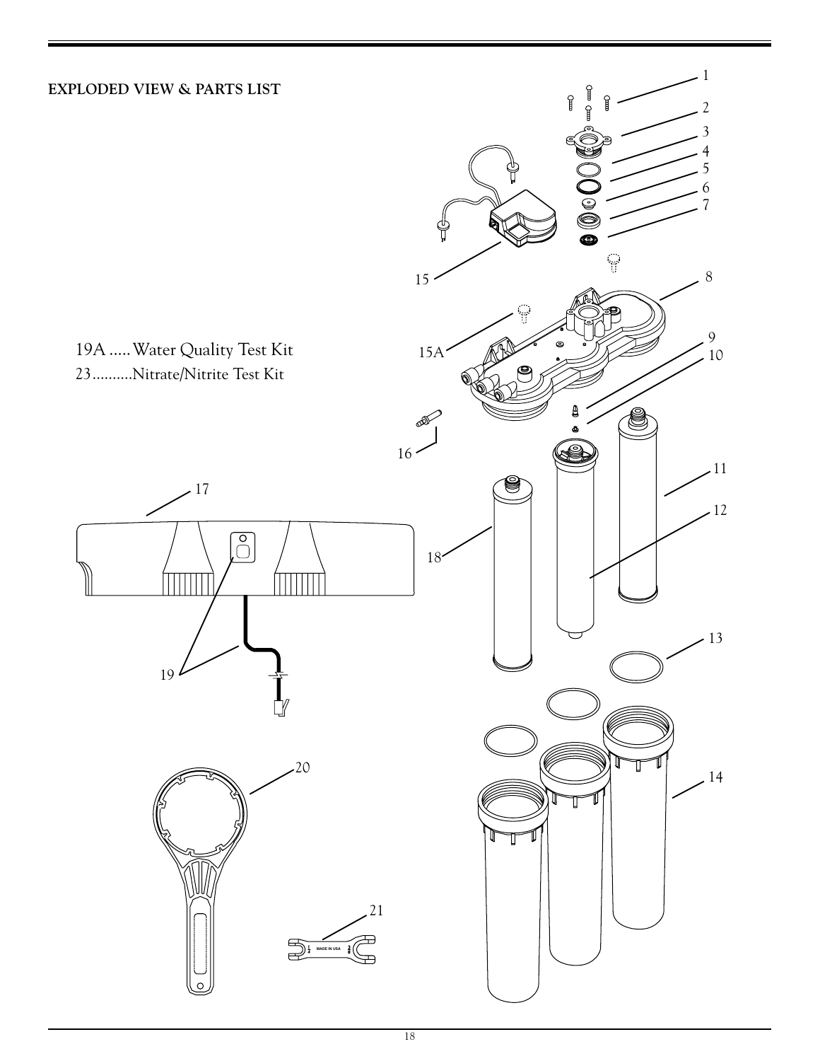## EXPLODED VIEW & PARTS LIST

19A ..... Water Quality Test Kit

23..........Nitrate/Nitrite Test Kit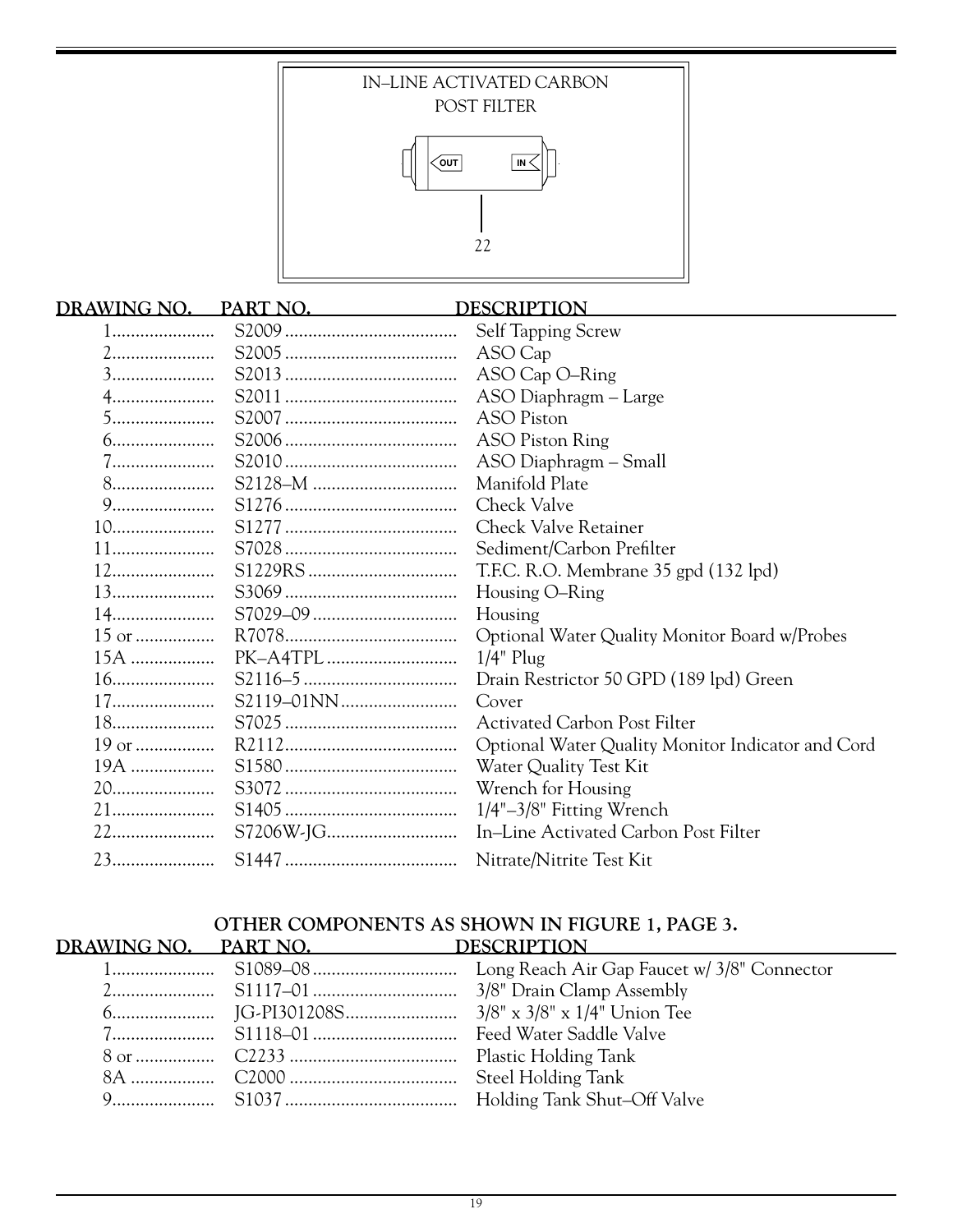IN–LINE ACTIVATED CARBON POST FILTER

OUT IN

22

| DRAWING NO. | PART NO. | DESCRIPTION |
|---|---|---|
| 1 | S2009 | Self Tapping Screw |
| 2 | S2005 | ASO Cap |
| 3 | S2013 | ASO Cap O–Ring |
| 4 | S2011 | ASO Diaphragm – Large |
| 5 | S2007 | ASO Piston |
| 6 | S2006 | ASO Piston Ring |
| 7 | S2010 | ASO Diaphragm – Small |
| 8 | S2128–M | Manifold Plate |
| 9 | S1276 | Check Valve |
| 10 | S1277 | Check Valve Retainer |
| 11 | S7028 | Sediment/Carbon Prefilter |
| 12 | S1229RS | T.F.C. R.O. Membrane 35 gpd (132 lpd) |
| 13 | S3069 | Housing O–Ring |
| 14 | S7029–09 | Housing |
| 15 or | R7078 | Optional Water Quality Monitor Board w/Probes |
| 15A | PK–A4TPL | 1/4" Plug |
| 16 | S2116–5 | Drain Restrictor 50 GPD (189 lpd) Green |
| 17 | S2119–01NN | Cover |
| 18 | S7025 | Activated Carbon Post Filter |
| 19 or | R2112 | Optional Water Quality Monitor Indicator and Cord |
| 19A | S1580 | Water Quality Test Kit |
| 20 | S3072 | Wrench for Housing |
| 21 | S1405 | 1/4"–3/8" Fitting Wrench |
| 22 | S7206W-JG | In–Line Activated Carbon Post Filter |
| 23 | S1447 | Nitrate/Nitrite Test Kit |

## OTHER COMPONENTS AS SHOWN IN FIGURE 1, PAGE 3.

| DRAWING NO. | PART NO. | DESCRIPTION |
|---|---|---|
| 1 | S1089–08 | Long Reach Air Gap Faucet w/ 3/8" Connector |
| 2 | S1117–01 | 3/8" Drain Clamp Assembly |
| 6 | JG-PI301208S | 3/8" x 3/8" x 1/4" Union Tee |
| 7 | S1118–01 | Feed Water Saddle Valve |
| 8 or | C2233 | Plastic Holding Tank |
| 8A | C2000 | Steel Holding Tank |
| 9 | S1037 | Holding Tank Shut–Off Valve |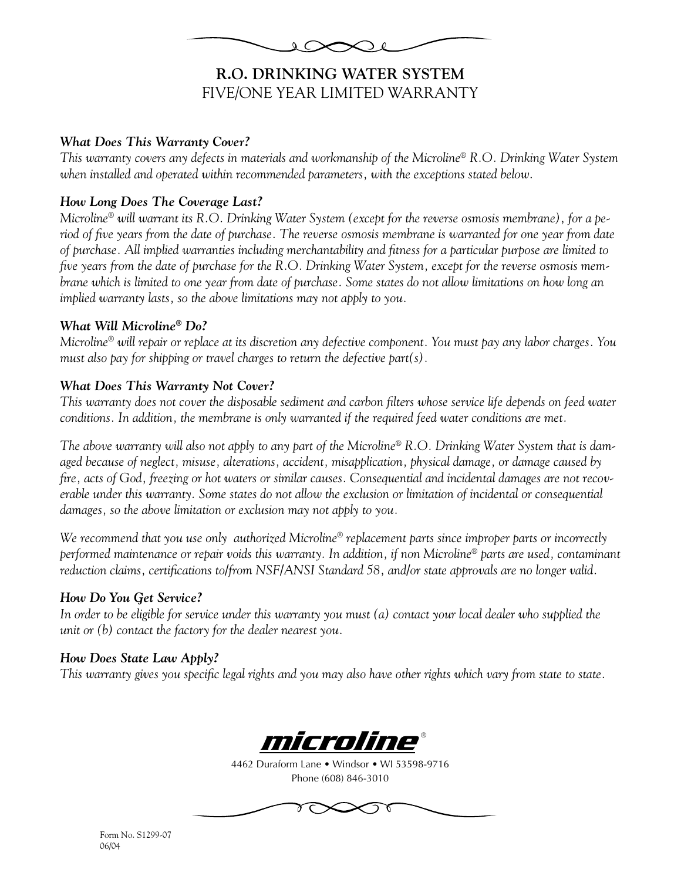# R.O. DRINKING WATER SYSTEM

## FIVE/ONE YEAR LIMITED WARRANTY

***What Does This Warranty Cover?***

*This warranty covers any defects in materials and workmanship of the Microline® R.O. Drinking Water System when installed and operated within recommended parameters, with the exceptions stated below.*

***How Long Does The Coverage Last?***

*Microline® will warrant its R.O. Drinking Water System (except for the reverse osmosis membrane), for a period of five years from the date of purchase. The reverse osmosis membrane is warranted for one year from date of purchase. All implied warranties including merchantability and fitness for a particular purpose are limited to five years from the date of purchase for the R.O. Drinking Water System, except for the reverse osmosis membrane which is limited to one year from date of purchase. Some states do not allow limitations on how long an implied warranty lasts, so the above limitations may not apply to you.*

***What Will Microline® Do?***

*Microline® will repair or replace at its discretion any defective component. You must pay any labor charges. You must also pay for shipping or travel charges to return the defective part(s).*

***What Does This Warranty Not Cover?***

*This warranty does not cover the disposable sediment and carbon filters whose service life depends on feed water conditions. In addition, the membrane is only warranted if the required feed water conditions are met.*

*The above warranty will also not apply to any part of the Microline® R.O. Drinking Water System that is damaged because of neglect, misuse, alterations, accident, misapplication, physical damage, or damage caused by fire, acts of God, freezing or hot waters or similar causes. Consequential and incidental damages are not recoverable under this warranty. Some states do not allow the exclusion or limitation of incidental or consequential damages, so the above limitation or exclusion may not apply to you.*

*We recommend that you use only authorized Microline® replacement parts since improper parts or incorrectly performed maintenance or repair voids this warranty. In addition, if non Microline® parts are used, contaminant reduction claims, certifications to/from NSF/ANSI Standard 58, and/or state approvals are no longer valid.*

***How Do You Get Service?***

*In order to be eligible for service under this warranty you must (a) contact your local dealer who supplied the unit or (b) contact the factory for the dealer nearest you.*

***How Does State Law Apply?***

*This warranty gives you specific legal rights and you may also have other rights which vary from state to state.*

microline®

4462 Duraform Lane • Windsor • WI 53598-9716
Phone (608) 846-3010

Form No. S1299-07
06/04